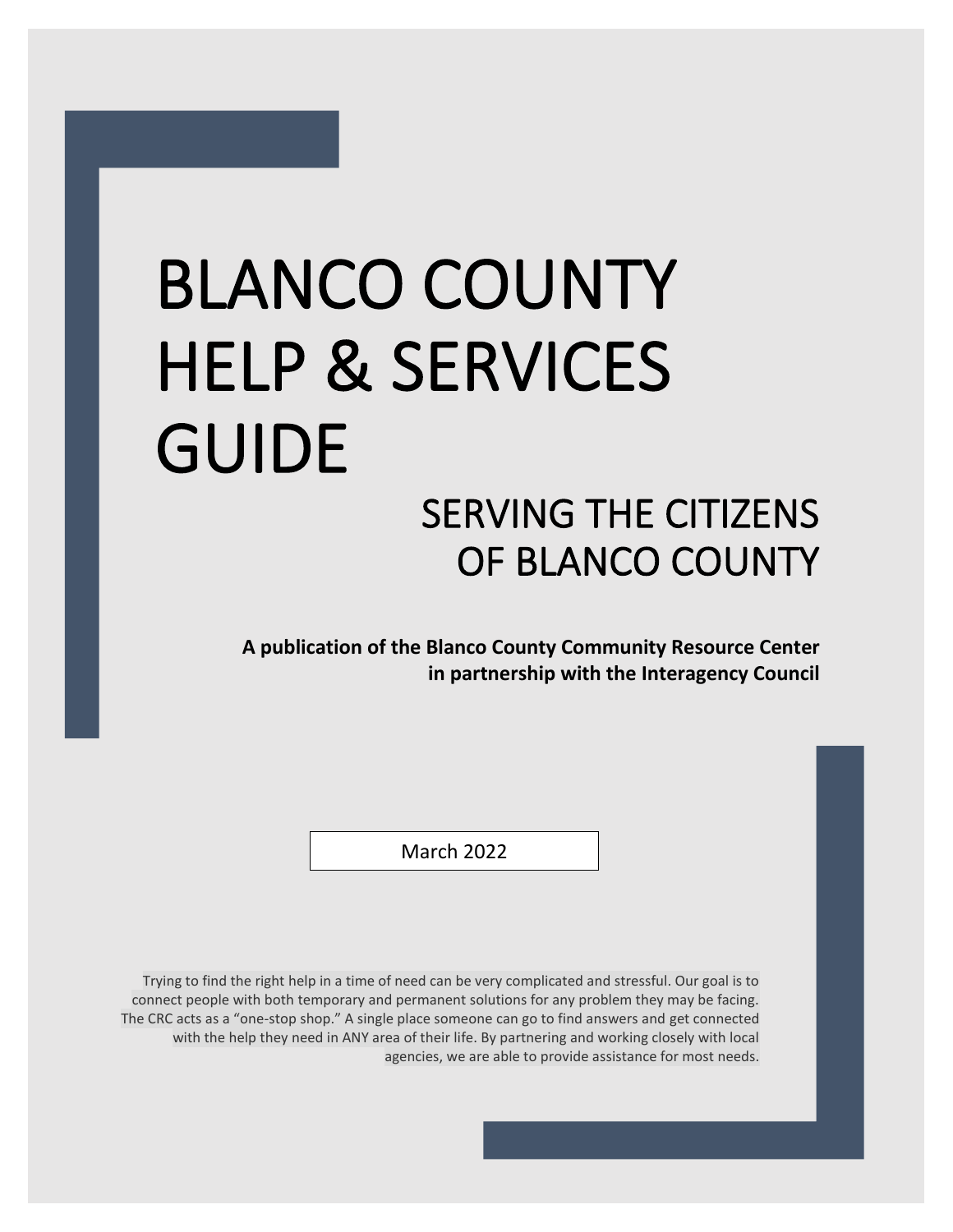# BLANCO COUNTY HELP & SERVICES GUIDE

## SERVING THE CITIZENS OF BLANCO COUNTY

**A publication of the Blanco County Community Resource Center in partnership with the Interagency Council**

March 2022

Trying to find the right help in a time of need can be very complicated and stressful. Our goal is to connect people with both temporary and permanent solutions for any problem they may be facing. The CRC acts as a "one-stop shop." A single place someone can go to find answers and get connected with the help they need in ANY area of their life. By partnering and working closely with local agencies, we are able to provide assistance for most needs.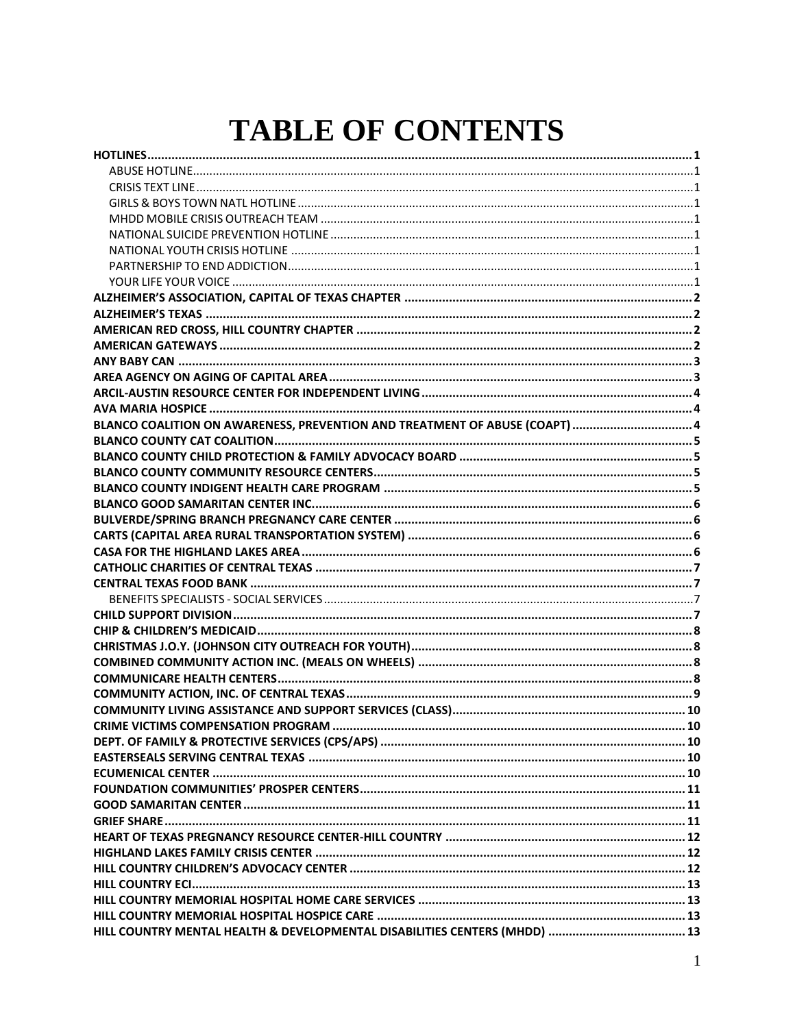# TABLE OF CONTENTS

**HOTLINES** ........ **1**

- ABUSE HOTLINE ........ 1
- CRISIS TEXT LINE ........ 1
- GIRLS & BOYS TOWN NATL HOTLINE ........ 1
- MHDD MOBILE CRISIS OUTREACH TEAM ........ 1
- NATIONAL SUICIDE PREVENTION HOTLINE ........ 1
- NATIONAL YOUTH CRISIS HOTLINE ........ 1
- PARTNERSHIP TO END ADDICTION ........ 1
- YOUR LIFE YOUR VOICE ........ 1

**ALZHEIMER'S ASSOCIATION, CAPITAL OF TEXAS CHAPTER** ........ **2**

**ALZHEIMER'S TEXAS** ........ **2**

**AMERICAN RED CROSS, HILL COUNTRY CHAPTER** ........ **2**

**AMERICAN GATEWAYS** ........ **2**

**ANY BABY CAN** ........ **3**

**AREA AGENCY ON AGING OF CAPITAL AREA** ........ **3**

**ARCIL-AUSTIN RESOURCE CENTER FOR INDEPENDENT LIVING** ........ **4**

**AVA MARIA HOSPICE** ........ **4**

**BLANCO COALITION ON AWARENESS, PREVENTION AND TREATMENT OF ABUSE (COAPT)** ........ **4**

**BLANCO COUNTY CAT COALITION** ........ **5**

**BLANCO COUNTY CHILD PROTECTION & FAMILY ADVOCACY BOARD** ........ **5**

**BLANCO COUNTY COMMUNITY RESOURCE CENTERS** ........ **5**

**BLANCO COUNTY INDIGENT HEALTH CARE PROGRAM** ........ **5**

**BLANCO GOOD SAMARITAN CENTER INC.** ........ **6**

**BULVERDE/SPRING BRANCH PREGNANCY CARE CENTER** ........ **6**

**CARTS (CAPITAL AREA RURAL TRANSPORTATION SYSTEM)** ........ **6**

**CASA FOR THE HIGHLAND LAKES AREA** ........ **6**

**CATHOLIC CHARITIES OF CENTRAL TEXAS** ........ **7**

**CENTRAL TEXAS FOOD BANK** ........ **7**

- BENEFITS SPECIALISTS - SOCIAL SERVICES ........ 7

**CHILD SUPPORT DIVISION** ........ **7**

**CHIP & CHILDREN'S MEDICAID** ........ **8**

**CHRISTMAS J.O.Y. (JOHNSON CITY OUTREACH FOR YOUTH)** ........ **8**

**COMBINED COMMUNITY ACTION INC. (MEALS ON WHEELS)** ........ **8**

**COMMUNICARE HEALTH CENTERS** ........ **8**

**COMMUNITY ACTION, INC. OF CENTRAL TEXAS** ........ **9**

**COMMUNITY LIVING ASSISTANCE AND SUPPORT SERVICES (CLASS)** ........ **10**

**CRIME VICTIMS COMPENSATION PROGRAM** ........ **10**

**DEPT. OF FAMILY & PROTECTIVE SERVICES (CPS/APS)** ........ **10**

**EASTERSEALS SERVING CENTRAL TEXAS** ........ **10**

**ECUMENICAL CENTER** ........ **10**

**FOUNDATION COMMUNITIES' PROSPER CENTERS** ........ **11**

**GOOD SAMARITAN CENTER** ........ **11**

**GRIEF SHARE** ........ **11**

**HEART OF TEXAS PREGNANCY RESOURCE CENTER-HILL COUNTRY** ........ **12**

**HIGHLAND LAKES FAMILY CRISIS CENTER** ........ **12**

**HILL COUNTRY CHILDREN'S ADVOCACY CENTER** ........ **12**

**HILL COUNTRY ECI** ........ **13**

**HILL COUNTRY MEMORIAL HOSPITAL HOME CARE SERVICES** ........ **13**

**HILL COUNTRY MEMORIAL HOSPITAL HOSPICE CARE** ........ **13**

**HILL COUNTRY MENTAL HEALTH & DEVELOPMENTAL DISABILITIES CENTERS (MHDD)** ........ **13**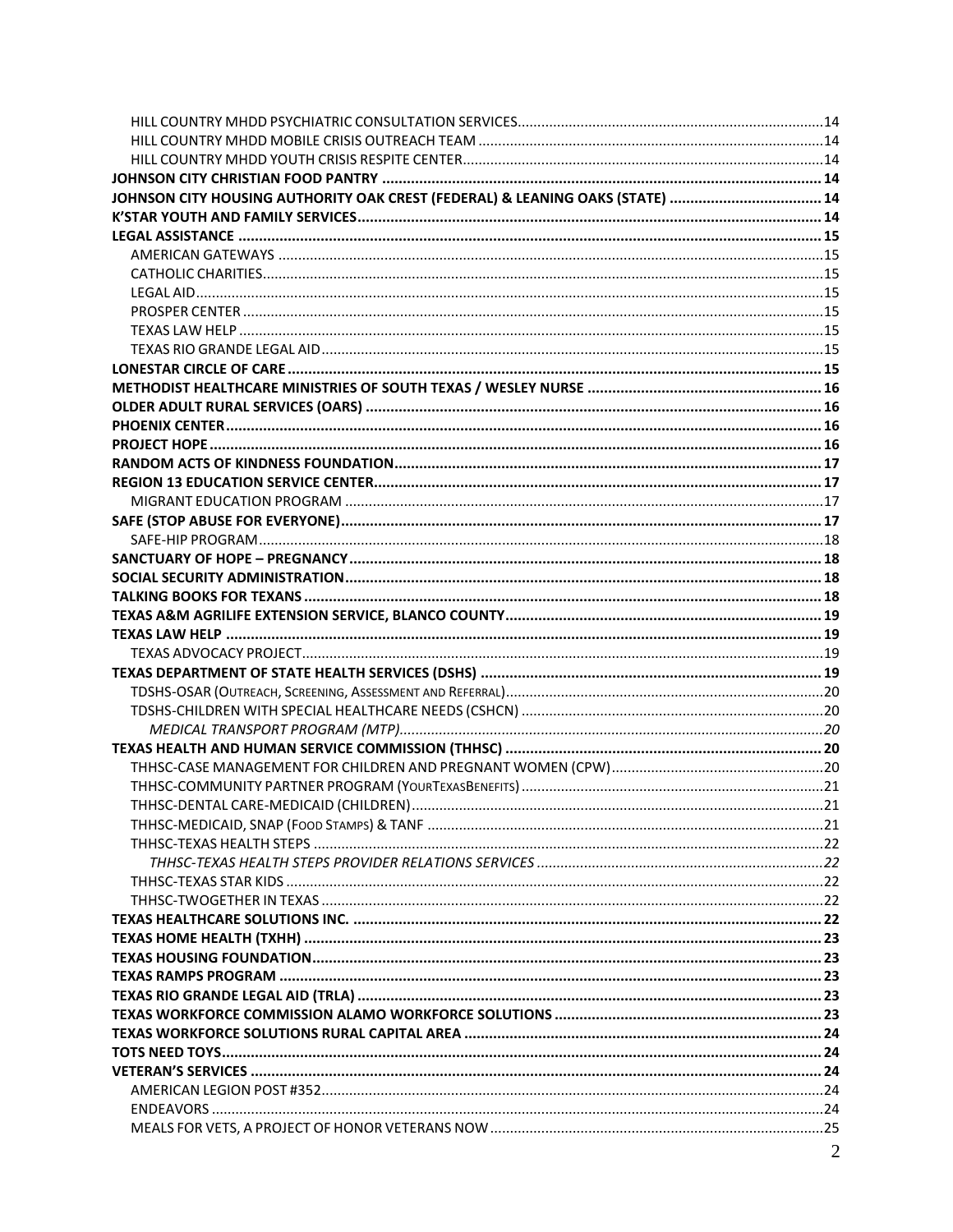HILL COUNTRY MHDD PSYCHIATRIC CONSULTATION SERVICES.....14
HILL COUNTRY MHDD MOBILE CRISIS OUTREACH TEAM.....14
HILL COUNTRY MHDD YOUTH CRISIS RESPITE CENTER.....14
**JOHNSON CITY CHRISTIAN FOOD PANTRY.....14**
**JOHNSON CITY HOUSING AUTHORITY OAK CREST (FEDERAL) & LEANING OAKS (STATE).....14**
**K'STAR YOUTH AND FAMILY SERVICES.....14**
**LEGAL ASSISTANCE.....15**
AMERICAN GATEWAYS.....15
CATHOLIC CHARITIES.....15
LEGAL AID.....15
PROSPER CENTER.....15
TEXAS LAW HELP.....15
TEXAS RIO GRANDE LEGAL AID.....15
**LONESTAR CIRCLE OF CARE.....15**
**METHODIST HEALTHCARE MINISTRIES OF SOUTH TEXAS / WESLEY NURSE.....16**
**OLDER ADULT RURAL SERVICES (OARS).....16**
**PHOENIX CENTER.....16**
**PROJECT HOPE.....16**
**RANDOM ACTS OF KINDNESS FOUNDATION.....17**
**REGION 13 EDUCATION SERVICE CENTER.....17**
MIGRANT EDUCATION PROGRAM.....17
**SAFE (STOP ABUSE FOR EVERYONE).....17**
SAFE-HIP PROGRAM.....18
**SANCTUARY OF HOPE – PREGNANCY.....18**
**SOCIAL SECURITY ADMINISTRATION.....18**
**TALKING BOOKS FOR TEXANS.....18**
**TEXAS A&M AGRILIFE EXTENSION SERVICE, BLANCO COUNTY.....19**
**TEXAS LAW HELP.....19**
TEXAS ADVOCACY PROJECT.....19
**TEXAS DEPARTMENT OF STATE HEALTH SERVICES (DSHS).....19**
TDSHS-OSAR (OUTREACH, SCREENING, ASSESSMENT AND REFERRAL).....20
TDSHS-CHILDREN WITH SPECIAL HEALTHCARE NEEDS (CSHCN).....20
*MEDICAL TRANSPORT PROGRAM (MTP).....20*
**TEXAS HEALTH AND HUMAN SERVICE COMMISSION (THHSC).....20**
THHSC-CASE MANAGEMENT FOR CHILDREN AND PREGNANT WOMEN (CPW).....20
THHSC-COMMUNITY PARTNER PROGRAM (YOURTEXASBENEFITS).....21
THHSC-DENTAL CARE-MEDICAID (CHILDREN).....21
THHSC-MEDICAID, SNAP (FOOD STAMPS) & TANF.....21
THHSC-TEXAS HEALTH STEPS.....22
*THHSC-TEXAS HEALTH STEPS PROVIDER RELATIONS SERVICES.....22*
THHSC-TEXAS STAR KIDS.....22
THHSC-TWOGETHER IN TEXAS.....22
**TEXAS HEALTHCARE SOLUTIONS INC......22**
**TEXAS HOME HEALTH (TXHH).....23**
**TEXAS HOUSING FOUNDATION.....23**
**TEXAS RAMPS PROGRAM.....23**
**TEXAS RIO GRANDE LEGAL AID (TRLA).....23**
**TEXAS WORKFORCE COMMISSION ALAMO WORKFORCE SOLUTIONS.....23**
**TEXAS WORKFORCE SOLUTIONS RURAL CAPITAL AREA.....24**
**TOTS NEED TOYS.....24**
**VETERAN'S SERVICES.....24**
AMERICAN LEGION POST #352.....24
ENDEAVORS.....24
MEALS FOR VETS, A PROJECT OF HONOR VETERANS NOW.....25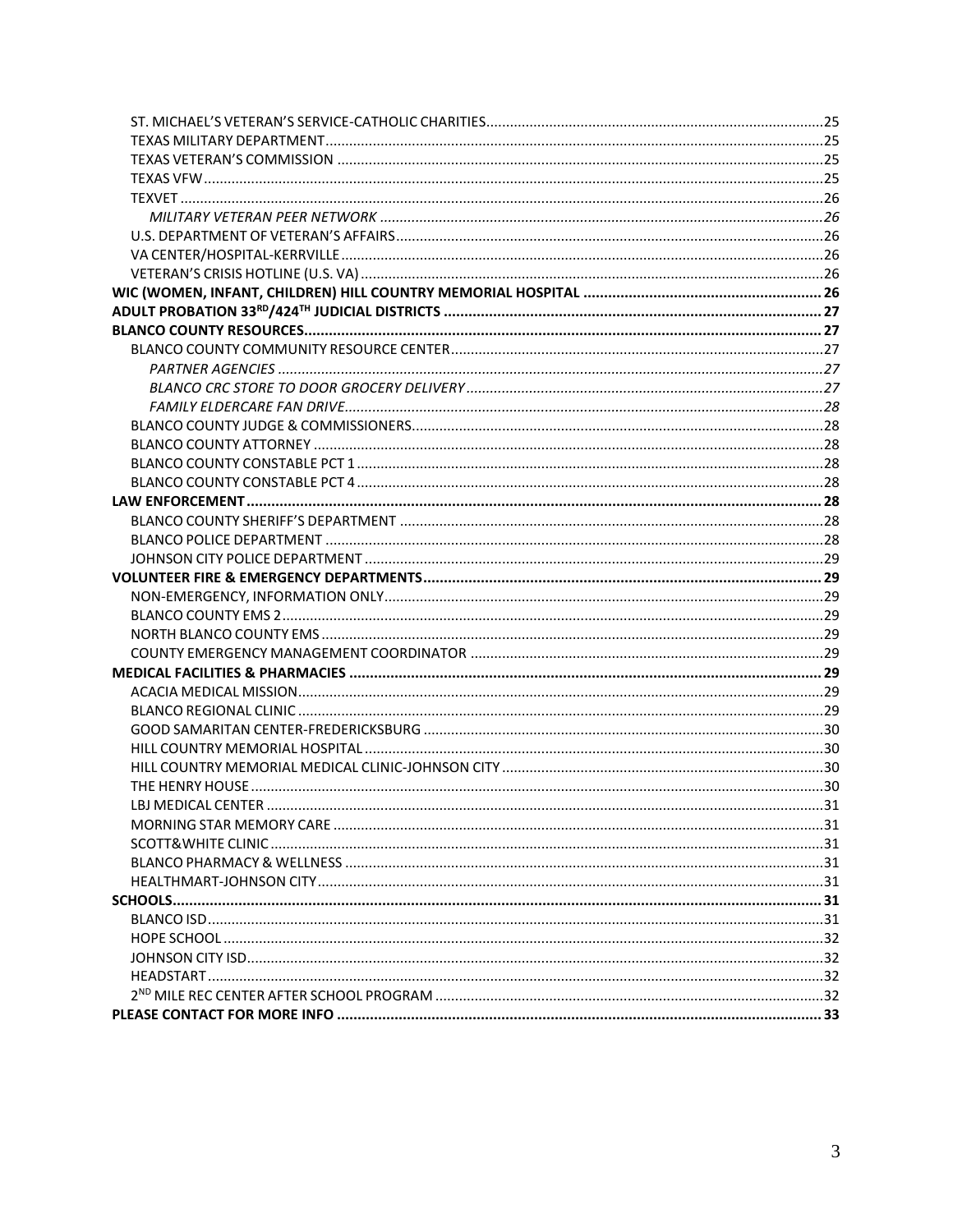ST. MICHAEL'S VETERAN'S SERVICE-CATHOLIC CHARITIES......25
TEXAS MILITARY DEPARTMENT......25
TEXAS VETERAN'S COMMISSION......25
TEXAS VFW......25
TEXVET......26
*MILITARY VETERAN PEER NETWORK......26*
U.S. DEPARTMENT OF VETERAN'S AFFAIRS......26
VA CENTER/HOSPITAL-KERRVILLE......26
VETERAN'S CRISIS HOTLINE (U.S. VA)......26

**WIC (WOMEN, INFANT, CHILDREN) HILL COUNTRY MEMORIAL HOSPITAL......26**

**ADULT PROBATION 33RD/424TH JUDICIAL DISTRICTS......27**

**BLANCO COUNTY RESOURCES......27**

BLANCO COUNTY COMMUNITY RESOURCE CENTER......27
*PARTNER AGENCIES......27*
*BLANCO CRC STORE TO DOOR GROCERY DELIVERY......27*
*FAMILY ELDERCARE FAN DRIVE......28*
BLANCO COUNTY JUDGE & COMMISSIONERS......28
BLANCO COUNTY ATTORNEY......28
BLANCO COUNTY CONSTABLE PCT 1......28
BLANCO COUNTY CONSTABLE PCT 4......28

**LAW ENFORCEMENT......28**

BLANCO COUNTY SHERIFF'S DEPARTMENT......28
BLANCO POLICE DEPARTMENT......28
JOHNSON CITY POLICE DEPARTMENT......29

**VOLUNTEER FIRE & EMERGENCY DEPARTMENTS......29**

NON-EMERGENCY, INFORMATION ONLY......29
BLANCO COUNTY EMS 2......29
NORTH BLANCO COUNTY EMS......29
COUNTY EMERGENCY MANAGEMENT COORDINATOR......29

**MEDICAL FACILITIES & PHARMACIES......29**

ACACIA MEDICAL MISSION......29
BLANCO REGIONAL CLINIC......29
GOOD SAMARITAN CENTER-FREDERICKSBURG......30
HILL COUNTRY MEMORIAL HOSPITAL......30
HILL COUNTRY MEMORIAL MEDICAL CLINIC-JOHNSON CITY......30
THE HENRY HOUSE......30
LBJ MEDICAL CENTER......31
MORNING STAR MEMORY CARE......31
SCOTT&WHITE CLINIC......31
BLANCO PHARMACY & WELLNESS......31
HEALTHMART-JOHNSON CITY......31

**SCHOOLS......31**

BLANCO ISD......31
HOPE SCHOOL......32
JOHNSON CITY ISD......32
HEADSTART......32
2ND MILE REC CENTER AFTER SCHOOL PROGRAM......32

**PLEASE CONTACT FOR MORE INFO......33**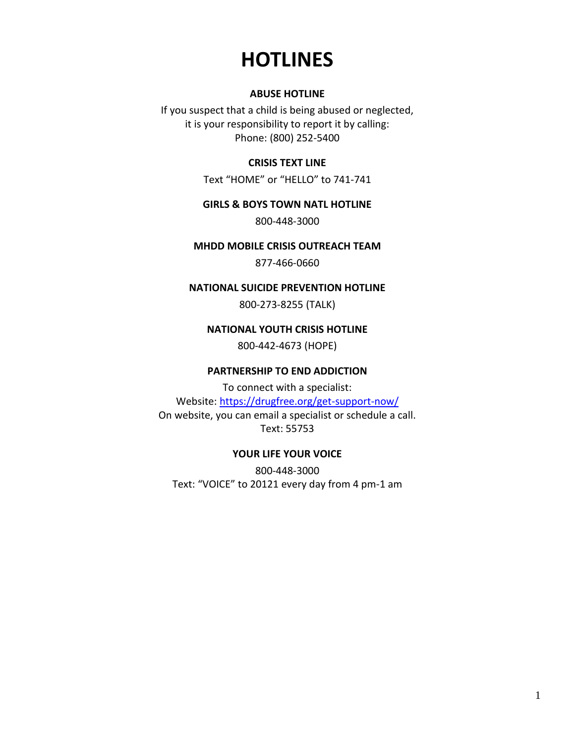# HOTLINES

### ABUSE HOTLINE

If you suspect that a child is being abused or neglected, it is your responsibility to report it by calling:
Phone: (800) 252-5400

### CRISIS TEXT LINE

Text "HOME" or "HELLO" to 741-741

### GIRLS & BOYS TOWN NATL HOTLINE

800-448-3000

### MHDD MOBILE CRISIS OUTREACH TEAM

877-466-0660

### NATIONAL SUICIDE PREVENTION HOTLINE

800-273-8255 (TALK)

### NATIONAL YOUTH CRISIS HOTLINE

800-442-4673 (HOPE)

### PARTNERSHIP TO END ADDICTION

To connect with a specialist:
Website: https://drugfree.org/get-support-now/
On website, you can email a specialist or schedule a call.
Text: 55753

### YOUR LIFE YOUR VOICE

800-448-3000
Text: "VOICE" to 20121 every day from 4 pm-1 am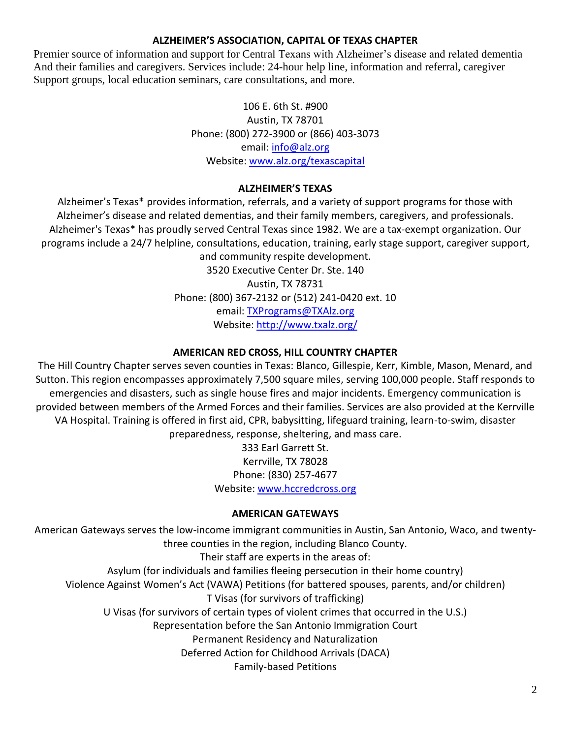## ALZHEIMER'S ASSOCIATION, CAPITAL OF TEXAS CHAPTER

Premier source of information and support for Central Texans with Alzheimer's disease and related dementia And their families and caregivers. Services include: 24-hour help line, information and referral, caregiver Support groups, local education seminars, care consultations, and more.

106 E. 6th St. #900
Austin, TX 78701
Phone: (800) 272-3900 or (866) 403-3073
email: info@alz.org
Website: www.alz.org/texascapital

## ALZHEIMER'S TEXAS

Alzheimer's Texas* provides information, referrals, and a variety of support programs for those with Alzheimer's disease and related dementias, and their family members, caregivers, and professionals. Alzheimer's Texas* has proudly served Central Texas since 1982. We are a tax-exempt organization. Our programs include a 24/7 helpline, consultations, education, training, early stage support, caregiver support, and community respite development.

3520 Executive Center Dr. Ste. 140
Austin, TX 78731
Phone: (800) 367-2132 or (512) 241-0420 ext. 10
email: TXPrograms@TXAlz.org
Website: http://www.txalz.org/

## AMERICAN RED CROSS, HILL COUNTRY CHAPTER

The Hill Country Chapter serves seven counties in Texas: Blanco, Gillespie, Kerr, Kimble, Mason, Menard, and Sutton. This region encompasses approximately 7,500 square miles, serving 100,000 people. Staff responds to emergencies and disasters, such as single house fires and major incidents. Emergency communication is provided between members of the Armed Forces and their families. Services are also provided at the Kerrville VA Hospital. Training is offered in first aid, CPR, babysitting, lifeguard training, learn-to-swim, disaster preparedness, response, sheltering, and mass care.

333 Earl Garrett St.
Kerrville, TX 78028
Phone: (830) 257-4677
Website: www.hccredcross.org

## AMERICAN GATEWAYS

American Gateways serves the low-income immigrant communities in Austin, San Antonio, Waco, and twenty-three counties in the region, including Blanco County.

Their staff are experts in the areas of:

- Asylum (for individuals and families fleeing persecution in their home country)
- Violence Against Women's Act (VAWA) Petitions (for battered spouses, parents, and/or children)
- T Visas (for survivors of trafficking)
- U Visas (for survivors of certain types of violent crimes that occurred in the U.S.)
- Representation before the San Antonio Immigration Court
- Permanent Residency and Naturalization
- Deferred Action for Childhood Arrivals (DACA)
- Family-based Petitions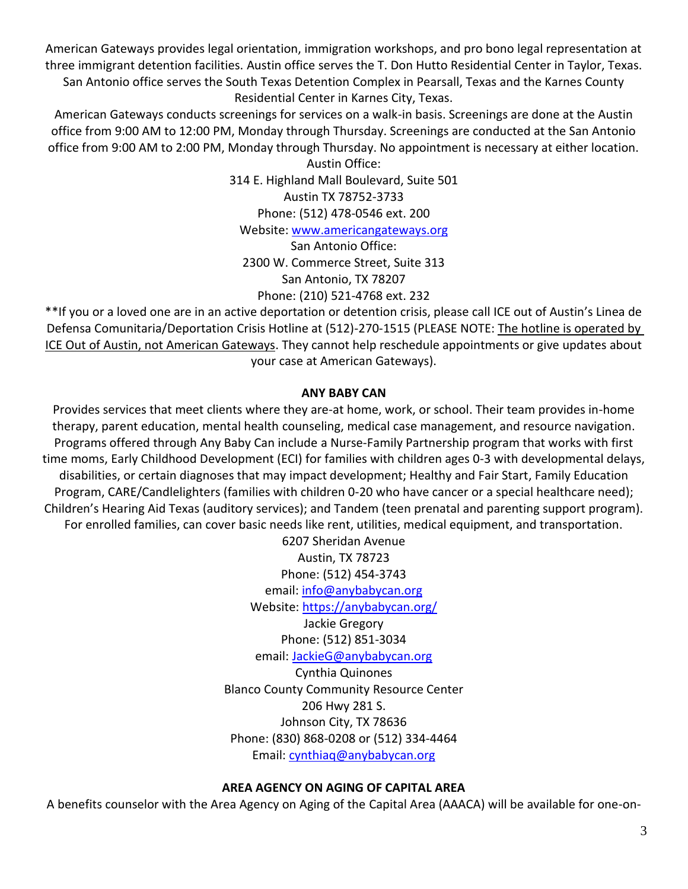American Gateways provides legal orientation, immigration workshops, and pro bono legal representation at three immigrant detention facilities. Austin office serves the T. Don Hutto Residential Center in Taylor, Texas. San Antonio office serves the South Texas Detention Complex in Pearsall, Texas and the Karnes County Residential Center in Karnes City, Texas.

American Gateways conducts screenings for services on a walk-in basis. Screenings are done at the Austin office from 9:00 AM to 12:00 PM, Monday through Thursday. Screenings are conducted at the San Antonio office from 9:00 AM to 2:00 PM, Monday through Thursday. No appointment is necessary at either location.

Austin Office:
314 E. Highland Mall Boulevard, Suite 501
Austin TX 78752-3733
Phone: (512) 478-0546 ext. 200
Website: www.americangateways.org

San Antonio Office:
2300 W. Commerce Street, Suite 313
San Antonio, TX 78207
Phone: (210) 521-4768 ext. 232

**If you or a loved one are in an active deportation or detention crisis, please call ICE out of Austin's Linea de Defensa Comunitaria/Deportation Crisis Hotline at (512)-270-1515 (PLEASE NOTE: The hotline is operated by ICE Out of Austin, not American Gateways. They cannot help reschedule appointments or give updates about your case at American Gateways).

**ANY BABY CAN**

Provides services that meet clients where they are-at home, work, or school. Their team provides in-home therapy, parent education, mental health counseling, medical case management, and resource navigation. Programs offered through Any Baby Can include a Nurse-Family Partnership program that works with first time moms, Early Childhood Development (ECI) for families with children ages 0-3 with developmental delays, disabilities, or certain diagnoses that may impact development; Healthy and Fair Start, Family Education Program, CARE/Candlelighters (families with children 0-20 who have cancer or a special healthcare need); Children's Hearing Aid Texas (auditory services); and Tandem (teen prenatal and parenting support program). For enrolled families, can cover basic needs like rent, utilities, medical equipment, and transportation.

6207 Sheridan Avenue
Austin, TX 78723
Phone: (512) 454-3743
email: info@anybabycan.org
Website: https://anybabycan.org/

Jackie Gregory
Phone: (512) 851-3034
email: JackieG@anybabycan.org

Cynthia Quinones
Blanco County Community Resource Center
206 Hwy 281 S.
Johnson City, TX 78636
Phone: (830) 868-0208 or (512) 334-4464
Email: cynthiaq@anybabycan.org

**AREA AGENCY ON AGING OF CAPITAL AREA**

A benefits counselor with the Area Agency on Aging of the Capital Area (AAACA) will be available for one-on-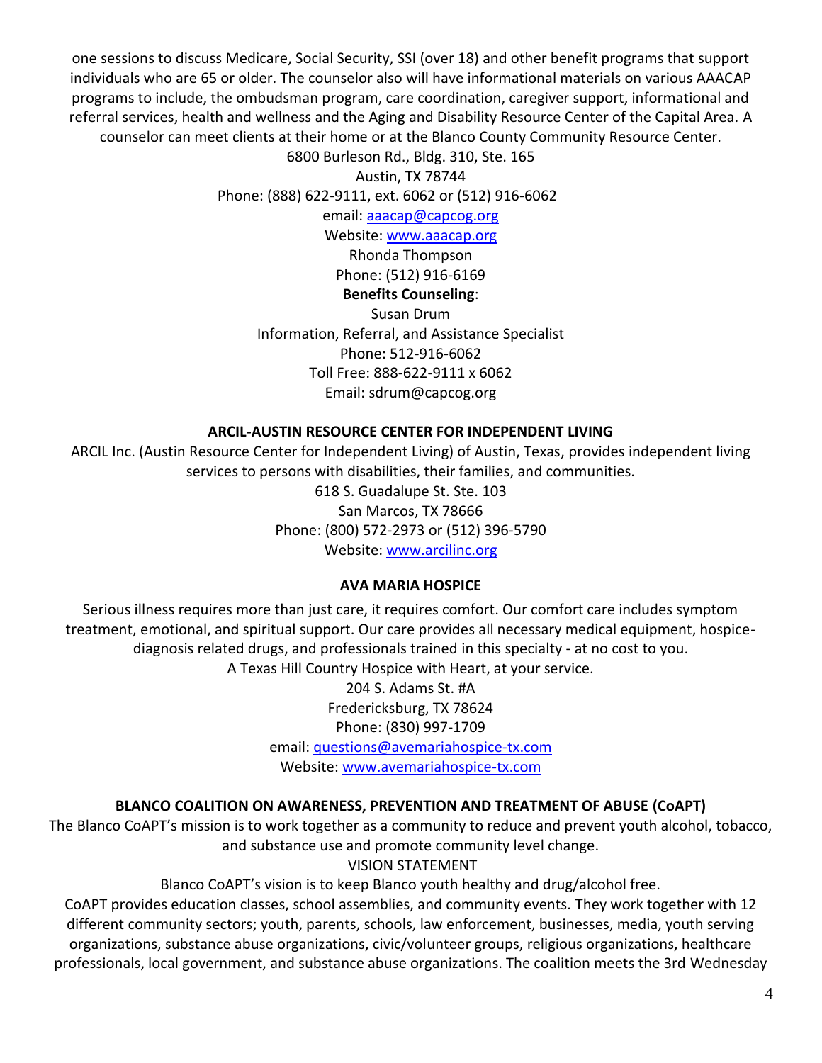one sessions to discuss Medicare, Social Security, SSI (over 18) and other benefit programs that support individuals who are 65 or older. The counselor also will have informational materials on various AAACAP programs to include, the ombudsman program, care coordination, caregiver support, informational and referral services, health and wellness and the Aging and Disability Resource Center of the Capital Area. A counselor can meet clients at their home or at the Blanco County Community Resource Center.

6800 Burleson Rd., Bldg. 310, Ste. 165
Austin, TX 78744
Phone: (888) 622-9111, ext. 6062 or (512) 916-6062
email: aaacap@capcog.org
Website: www.aaacap.org
Rhonda Thompson
Phone: (512) 916-6169

**Benefits Counseling**:

Susan Drum
Information, Referral, and Assistance Specialist
Phone: 512-916-6062
Toll Free: 888-622-9111 x 6062
Email: sdrum@capcog.org

**ARCIL-AUSTIN RESOURCE CENTER FOR INDEPENDENT LIVING**

ARCIL Inc. (Austin Resource Center for Independent Living) of Austin, Texas, provides independent living services to persons with disabilities, their families, and communities.

618 S. Guadalupe St. Ste. 103
San Marcos, TX 78666
Phone: (800) 572-2973 or (512) 396-5790
Website: www.arcilinc.org

**AVA MARIA HOSPICE**

Serious illness requires more than just care, it requires comfort. Our comfort care includes symptom treatment, emotional, and spiritual support. Our care provides all necessary medical equipment, hospice-diagnosis related drugs, and professionals trained in this specialty - at no cost to you.

A Texas Hill Country Hospice with Heart, at your service.

204 S. Adams St. #A
Fredericksburg, TX 78624
Phone: (830) 997-1709
email: questions@avemariahospice-tx.com
Website: www.avemariahospice-tx.com

**BLANCO COALITION ON AWARENESS, PREVENTION AND TREATMENT OF ABUSE (CoAPT)**

The Blanco CoAPT's mission is to work together as a community to reduce and prevent youth alcohol, tobacco, and substance use and promote community level change.

VISION STATEMENT

Blanco CoAPT's vision is to keep Blanco youth healthy and drug/alcohol free.

CoAPT provides education classes, school assemblies, and community events. They work together with 12 different community sectors; youth, parents, schools, law enforcement, businesses, media, youth serving organizations, substance abuse organizations, civic/volunteer groups, religious organizations, healthcare professionals, local government, and substance abuse organizations. The coalition meets the 3rd Wednesday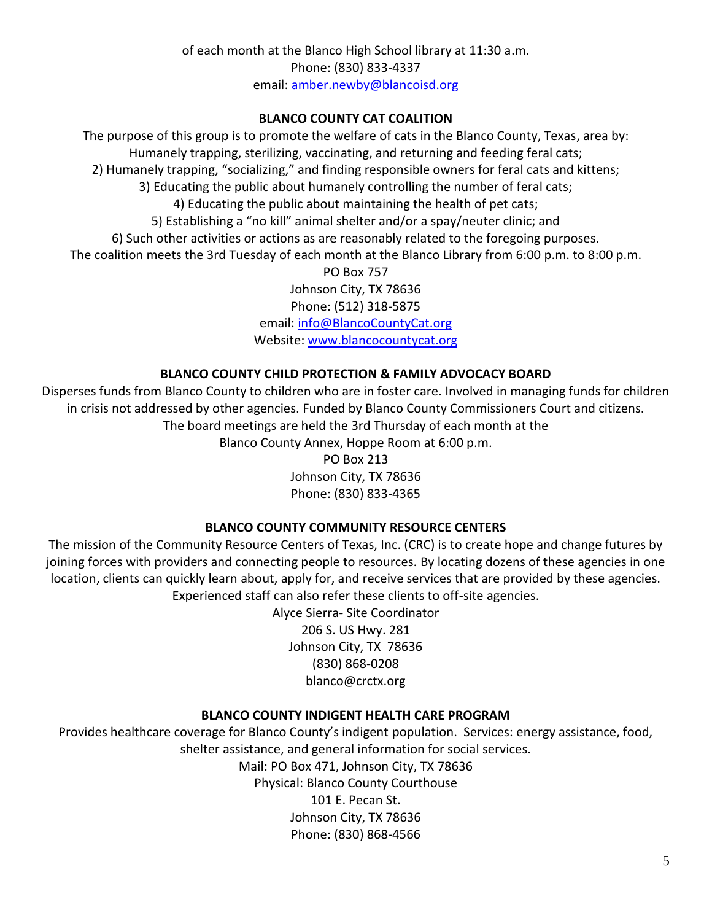of each month at the Blanco High School library at 11:30 a.m.
Phone: (830) 833-4337
email: amber.newby@blancoisd.org

## BLANCO COUNTY CAT COALITION

The purpose of this group is to promote the welfare of cats in the Blanco County, Texas, area by:
Humanely trapping, sterilizing, vaccinating, and returning and feeding feral cats;
2) Humanely trapping, "socializing," and finding responsible owners for feral cats and kittens;
3) Educating the public about humanely controlling the number of feral cats;
4) Educating the public about maintaining the health of pet cats;
5) Establishing a "no kill" animal shelter and/or a spay/neuter clinic; and
6) Such other activities or actions as are reasonably related to the foregoing purposes.
The coalition meets the 3rd Tuesday of each month at the Blanco Library from 6:00 p.m. to 8:00 p.m.

PO Box 757
Johnson City, TX 78636
Phone: (512) 318-5875
email: info@BlancoCountyCat.org
Website: www.blancocountycat.org

## BLANCO COUNTY CHILD PROTECTION & FAMILY ADVOCACY BOARD

Disperses funds from Blanco County to children who are in foster care. Involved in managing funds for children in crisis not addressed by other agencies. Funded by Blanco County Commissioners Court and citizens.
The board meetings are held the 3rd Thursday of each month at the
Blanco County Annex, Hoppe Room at 6:00 p.m.

PO Box 213
Johnson City, TX 78636
Phone: (830) 833-4365

## BLANCO COUNTY COMMUNITY RESOURCE CENTERS

The mission of the Community Resource Centers of Texas, Inc. (CRC) is to create hope and change futures by joining forces with providers and connecting people to resources. By locating dozens of these agencies in one location, clients can quickly learn about, apply for, and receive services that are provided by these agencies. Experienced staff can also refer these clients to off-site agencies.

Alyce Sierra- Site Coordinator
206 S. US Hwy. 281
Johnson City, TX 78636
(830) 868-0208
blanco@crctx.org

## BLANCO COUNTY INDIGENT HEALTH CARE PROGRAM

Provides healthcare coverage for Blanco County's indigent population. Services: energy assistance, food, shelter assistance, and general information for social services.

Mail: PO Box 471, Johnson City, TX 78636
Physical: Blanco County Courthouse
101 E. Pecan St.
Johnson City, TX 78636
Phone: (830) 868-4566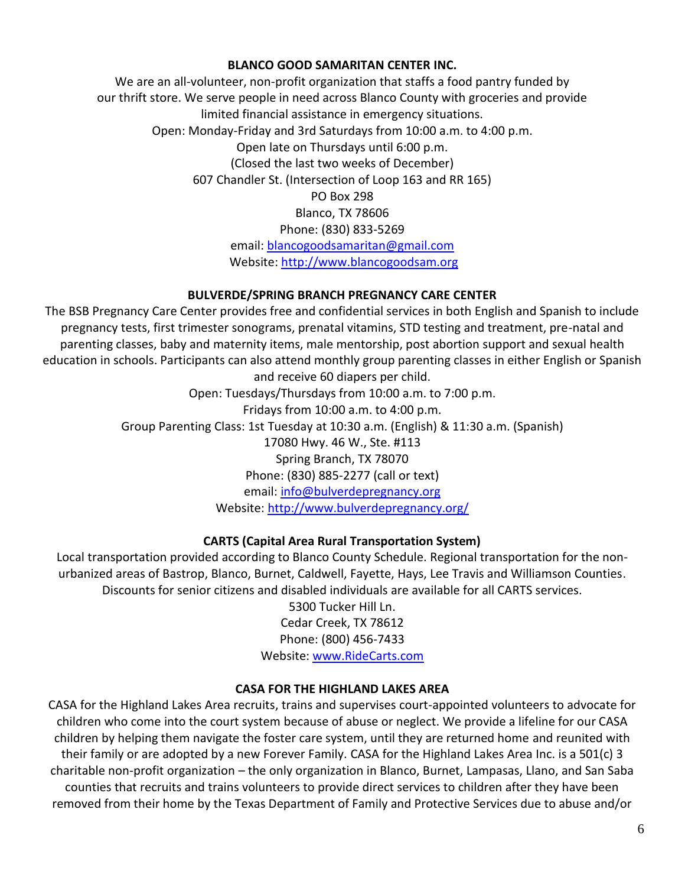## BLANCO GOOD SAMARITAN CENTER INC.

We are an all-volunteer, non-profit organization that staffs a food pantry funded by our thrift store. We serve people in need across Blanco County with groceries and provide limited financial assistance in emergency situations.

Open: Monday-Friday and 3rd Saturdays from 10:00 a.m. to 4:00 p.m.
Open late on Thursdays until 6:00 p.m.
(Closed the last two weeks of December)
607 Chandler St. (Intersection of Loop 163 and RR 165)
PO Box 298
Blanco, TX 78606
Phone: (830) 833-5269
email: blancogoodsamaritan@gmail.com
Website: http://www.blancogoodsam.org

## BULVERDE/SPRING BRANCH PREGNANCY CARE CENTER

The BSB Pregnancy Care Center provides free and confidential services in both English and Spanish to include pregnancy tests, first trimester sonograms, prenatal vitamins, STD testing and treatment, pre-natal and parenting classes, baby and maternity items, male mentorship, post abortion support and sexual health education in schools. Participants can also attend monthly group parenting classes in either English or Spanish and receive 60 diapers per child.

Open: Tuesdays/Thursdays from 10:00 a.m. to 7:00 p.m.
Fridays from 10:00 a.m. to 4:00 p.m.
Group Parenting Class: 1st Tuesday at 10:30 a.m. (English) & 11:30 a.m. (Spanish)
17080 Hwy. 46 W., Ste. #113
Spring Branch, TX 78070
Phone: (830) 885-2277 (call or text)
email: info@bulverdepregnancy.org
Website: http://www.bulverdepregnancy.org/

## CARTS (Capital Area Rural Transportation System)

Local transportation provided according to Blanco County Schedule. Regional transportation for the non-urbanized areas of Bastrop, Blanco, Burnet, Caldwell, Fayette, Hays, Lee Travis and Williamson Counties. Discounts for senior citizens and disabled individuals are available for all CARTS services.

5300 Tucker Hill Ln.
Cedar Creek, TX 78612
Phone: (800) 456-7433
Website: www.RideCarts.com

## CASA FOR THE HIGHLAND LAKES AREA

CASA for the Highland Lakes Area recruits, trains and supervises court-appointed volunteers to advocate for children who come into the court system because of abuse or neglect. We provide a lifeline for our CASA children by helping them navigate the foster care system, until they are returned home and reunited with their family or are adopted by a new Forever Family. CASA for the Highland Lakes Area Inc. is a 501(c) 3 charitable non-profit organization – the only organization in Blanco, Burnet, Lampasas, Llano, and San Saba counties that recruits and trains volunteers to provide direct services to children after they have been removed from their home by the Texas Department of Family and Protective Services due to abuse and/or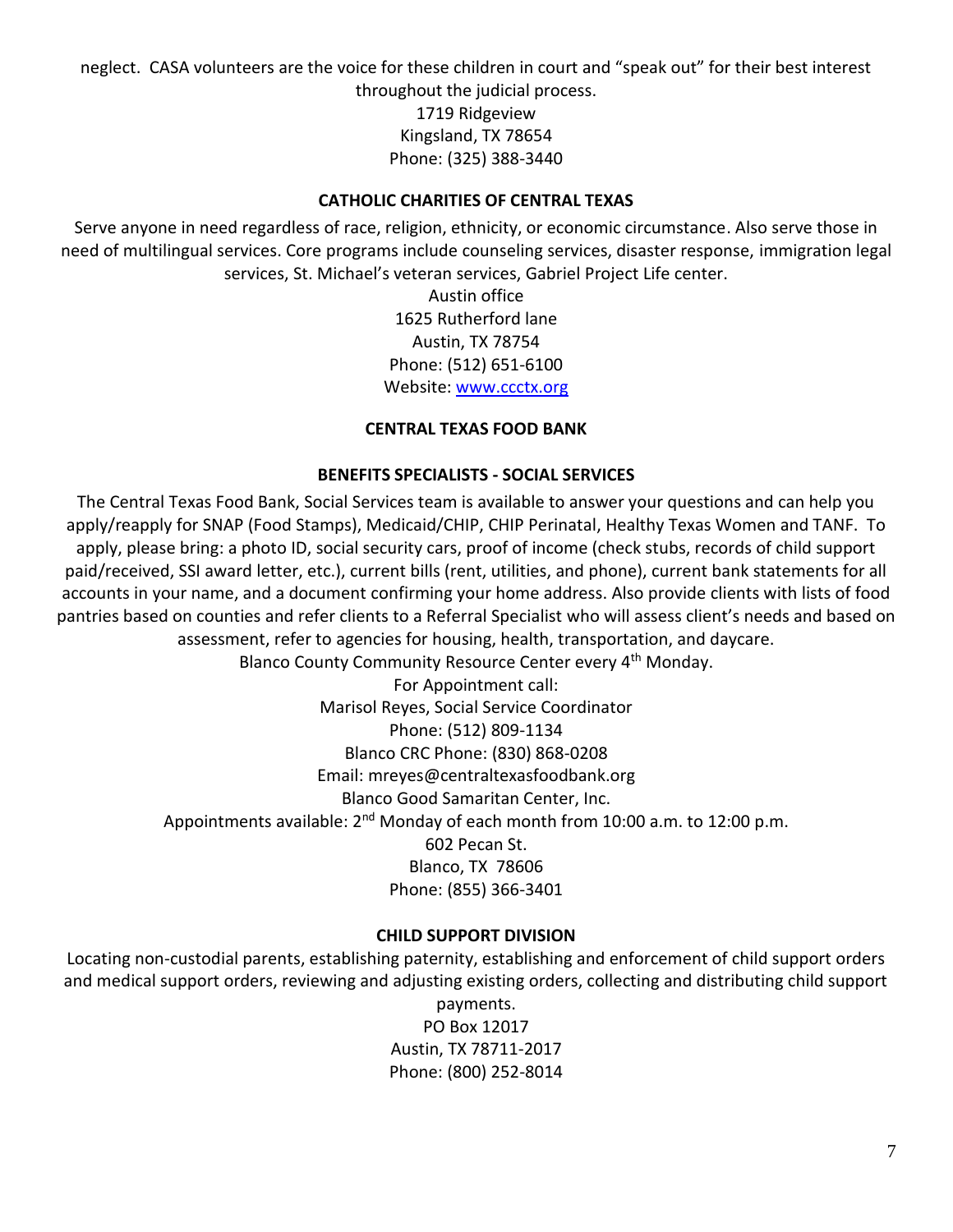neglect. CASA volunteers are the voice for these children in court and "speak out" for their best interest throughout the judicial process.

1719 Ridgeview
Kingsland, TX 78654
Phone: (325) 388-3440

**CATHOLIC CHARITIES OF CENTRAL TEXAS**

Serve anyone in need regardless of race, religion, ethnicity, or economic circumstance. Also serve those in need of multilingual services. Core programs include counseling services, disaster response, immigration legal services, St. Michael's veteran services, Gabriel Project Life center.

Austin office
1625 Rutherford lane
Austin, TX 78754
Phone: (512) 651-6100
Website: [www.ccctx.org](http://www.ccctx.org)

**CENTRAL TEXAS FOOD BANK**

**BENEFITS SPECIALISTS - SOCIAL SERVICES**

The Central Texas Food Bank, Social Services team is available to answer your questions and can help you apply/reapply for SNAP (Food Stamps), Medicaid/CHIP, CHIP Perinatal, Healthy Texas Women and TANF. To apply, please bring: a photo ID, social security cars, proof of income (check stubs, records of child support paid/received, SSI award letter, etc.), current bills (rent, utilities, and phone), current bank statements for all accounts in your name, and a document confirming your home address. Also provide clients with lists of food pantries based on counties and refer clients to a Referral Specialist who will assess client's needs and based on assessment, refer to agencies for housing, health, transportation, and daycare.

Blanco County Community Resource Center every 4th Monday.
For Appointment call:
Marisol Reyes, Social Service Coordinator
Phone: (512) 809-1134
Blanco CRC Phone: (830) 868-0208
Email: mreyes@centraltexasfoodbank.org
Blanco Good Samaritan Center, Inc.
Appointments available: 2nd Monday of each month from 10:00 a.m. to 12:00 p.m.
602 Pecan St.
Blanco, TX 78606
Phone: (855) 366-3401

**CHILD SUPPORT DIVISION**

Locating non-custodial parents, establishing paternity, establishing and enforcement of child support orders and medical support orders, reviewing and adjusting existing orders, collecting and distributing child support payments.

PO Box 12017
Austin, TX 78711-2017
Phone: (800) 252-8014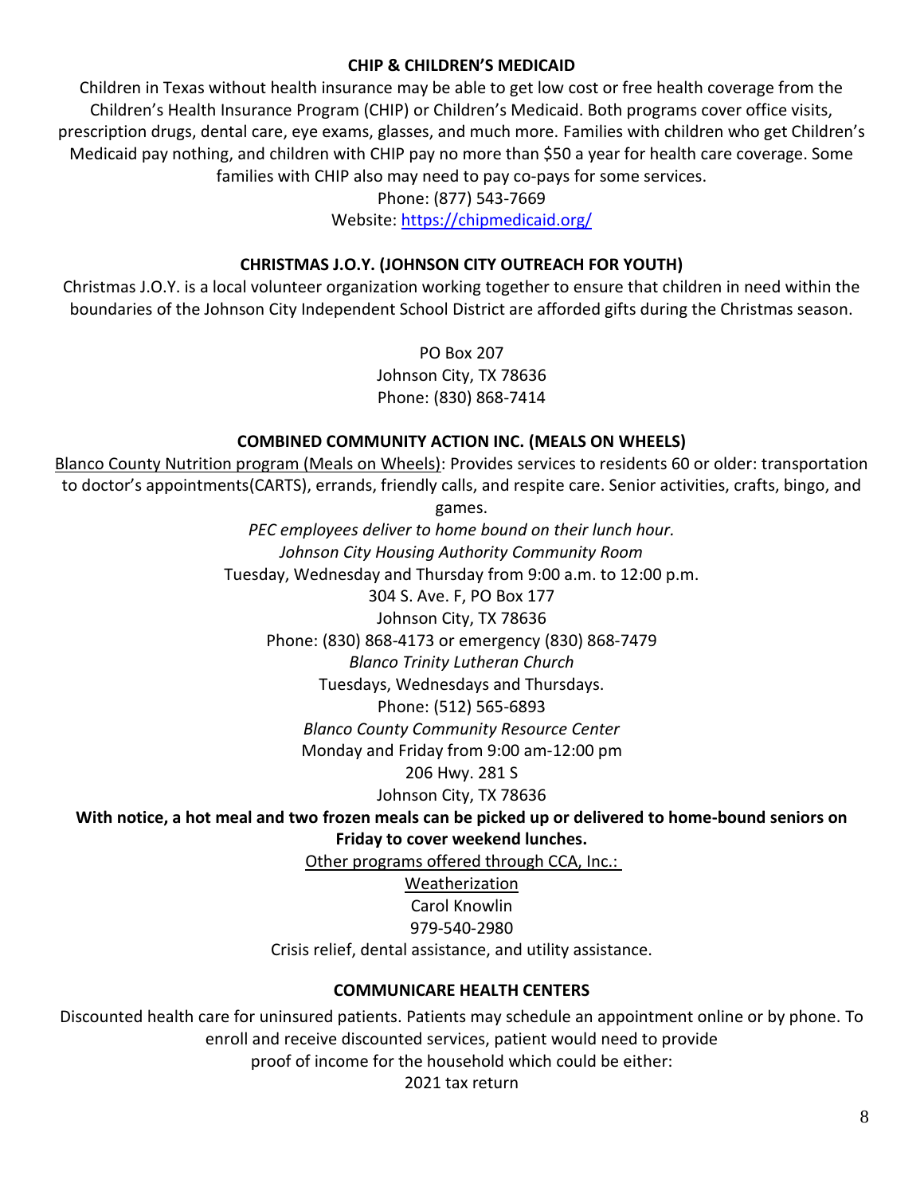**CHIP & CHILDREN'S MEDICAID**

Children in Texas without health insurance may be able to get low cost or free health coverage from the Children's Health Insurance Program (CHIP) or Children's Medicaid. Both programs cover office visits, prescription drugs, dental care, eye exams, glasses, and much more. Families with children who get Children's Medicaid pay nothing, and children with CHIP pay no more than $50 a year for health care coverage. Some families with CHIP also may need to pay co-pays for some services.

Phone: (877) 543-7669
Website: https://chipmedicaid.org/

**CHRISTMAS J.O.Y. (JOHNSON CITY OUTREACH FOR YOUTH)**

Christmas J.O.Y. is a local volunteer organization working together to ensure that children in need within the boundaries of the Johnson City Independent School District are afforded gifts during the Christmas season.

PO Box 207
Johnson City, TX 78636
Phone: (830) 868-7414

**COMBINED COMMUNITY ACTION INC. (MEALS ON WHEELS)**

Blanco County Nutrition program (Meals on Wheels): Provides services to residents 60 or older: transportation to doctor's appointments(CARTS), errands, friendly calls, and respite care. Senior activities, crafts, bingo, and games.

*PEC employees deliver to home bound on their lunch hour.*

*Johnson City Housing Authority Community Room*
Tuesday, Wednesday and Thursday from 9:00 a.m. to 12:00 p.m.
304 S. Ave. F, PO Box 177
Johnson City, TX 78636
Phone: (830) 868-4173 or emergency (830) 868-7479

*Blanco Trinity Lutheran Church*
Tuesdays, Wednesdays and Thursdays.
Phone: (512) 565-6893

*Blanco County Community Resource Center*
Monday and Friday from 9:00 am-12:00 pm
206 Hwy. 281 S
Johnson City, TX 78636

**With notice, a hot meal and two frozen meals can be picked up or delivered to home-bound seniors on Friday to cover weekend lunches.**

Other programs offered through CCA, Inc.:

Weatherization
Carol Knowlin
979-540-2980

Crisis relief, dental assistance, and utility assistance.

**COMMUNICARE HEALTH CENTERS**

Discounted health care for uninsured patients. Patients may schedule an appointment online or by phone. To enroll and receive discounted services, patient would need to provide proof of income for the household which could be either:

2021 tax return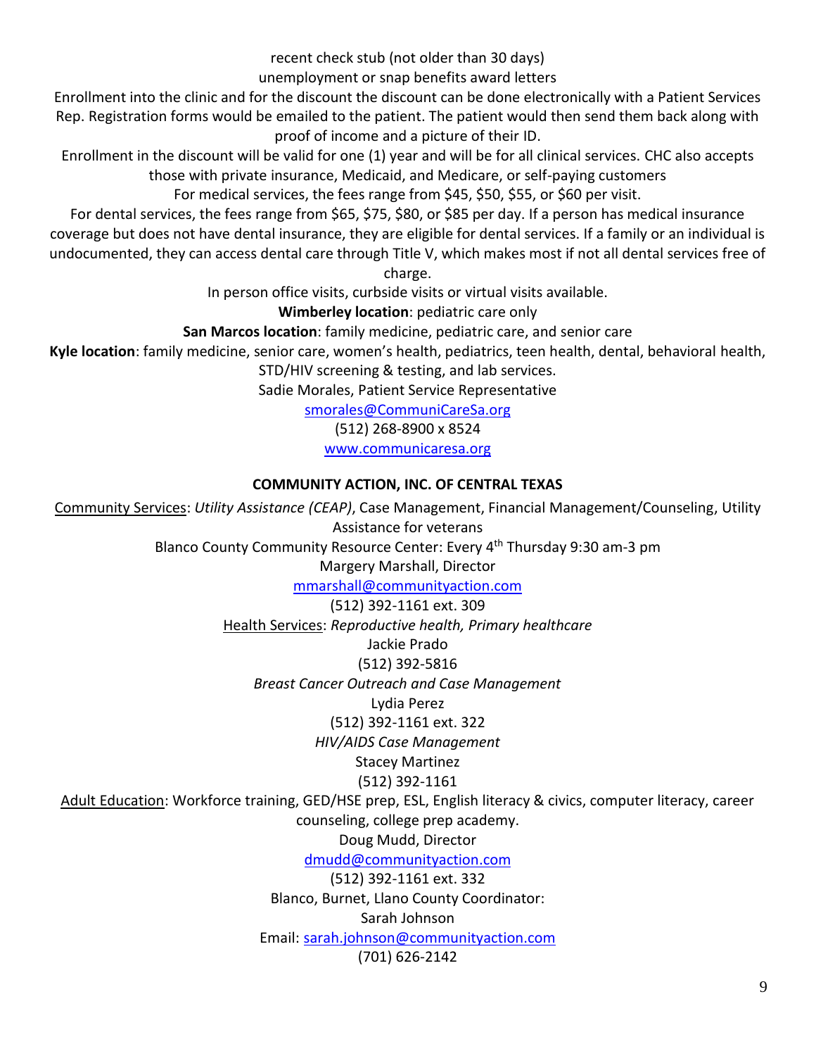recent check stub (not older than 30 days)

unemployment or snap benefits award letters

Enrollment into the clinic and for the discount the discount can be done electronically with a Patient Services Rep. Registration forms would be emailed to the patient. The patient would then send them back along with proof of income and a picture of their ID.

Enrollment in the discount will be valid for one (1) year and will be for all clinical services. CHC also accepts those with private insurance, Medicaid, and Medicare, or self-paying customers

For medical services, the fees range from $45, $50, $55, or $60 per visit.

For dental services, the fees range from $65, $75, $80, or $85 per day. If a person has medical insurance coverage but does not have dental insurance, they are eligible for dental services. If a family or an individual is undocumented, they can access dental care through Title V, which makes most if not all dental services free of charge.

In person office visits, curbside visits or virtual visits available.

**Wimberley location**: pediatric care only

**San Marcos location**: family medicine, pediatric care, and senior care

**Kyle location**: family medicine, senior care, women's health, pediatrics, teen health, dental, behavioral health, STD/HIV screening & testing, and lab services.

Sadie Morales, Patient Service Representative

smorales@CommuniCareSa.org

(512) 268-8900 x 8524

www.communicaresa.org

**COMMUNITY ACTION, INC. OF CENTRAL TEXAS**

Community Services: *Utility Assistance (CEAP)*, Case Management, Financial Management/Counseling, Utility Assistance for veterans

Blanco County Community Resource Center: Every 4th Thursday 9:30 am-3 pm

Margery Marshall, Director

mmarshall@communityaction.com

(512) 392-1161 ext. 309

Health Services: *Reproductive health, Primary healthcare*

Jackie Prado

(512) 392-5816

*Breast Cancer Outreach and Case Management*

Lydia Perez

(512) 392-1161 ext. 322

*HIV/AIDS Case Management*

Stacey Martinez

(512) 392-1161

Adult Education: Workforce training, GED/HSE prep, ESL, English literacy & civics, computer literacy, career counseling, college prep academy.

Doug Mudd, Director

dmudd@communityaction.com

(512) 392-1161 ext. 332

Blanco, Burnet, Llano County Coordinator:

Sarah Johnson

Email: sarah.johnson@communityaction.com

(701) 626-2142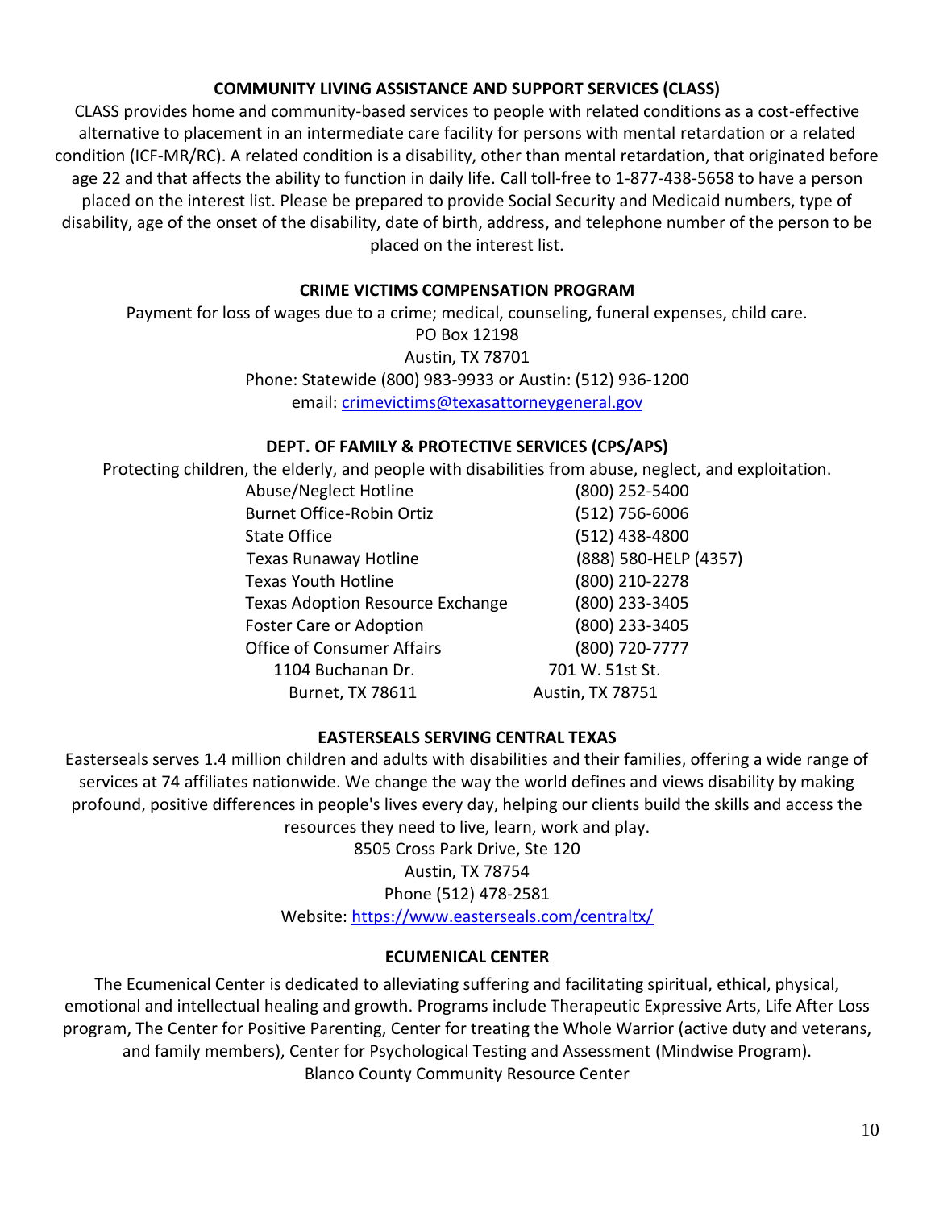## COMMUNITY LIVING ASSISTANCE AND SUPPORT SERVICES (CLASS)

CLASS provides home and community-based services to people with related conditions as a cost-effective alternative to placement in an intermediate care facility for persons with mental retardation or a related condition (ICF-MR/RC). A related condition is a disability, other than mental retardation, that originated before age 22 and that affects the ability to function in daily life. Call toll-free to 1-877-438-5658 to have a person placed on the interest list. Please be prepared to provide Social Security and Medicaid numbers, type of disability, age of the onset of the disability, date of birth, address, and telephone number of the person to be placed on the interest list.

## CRIME VICTIMS COMPENSATION PROGRAM

Payment for loss of wages due to a crime; medical, counseling, funeral expenses, child care.

PO Box 12198
Austin, TX 78701
Phone: Statewide (800) 983-9933 or Austin: (512) 936-1200
email: crimevictims@texasattorneygeneral.gov

## DEPT. OF FAMILY & PROTECTIVE SERVICES (CPS/APS)

Protecting children, the elderly, and people with disabilities from abuse, neglect, and exploitation.

| | |
|---|---|
| Abuse/Neglect Hotline | (800) 252-5400 |
| Burnet Office-Robin Ortiz | (512) 756-6006 |
| State Office | (512) 438-4800 |
| Texas Runaway Hotline | (888) 580-HELP (4357) |
| Texas Youth Hotline | (800) 210-2278 |
| Texas Adoption Resource Exchange | (800) 233-3405 |
| Foster Care or Adoption | (800) 233-3405 |
| Office of Consumer Affairs | (800) 720-7777 |
| 1104 Buchanan Dr. | 701 W. 51st St. |
| Burnet, TX 78611 | Austin, TX 78751 |

## EASTERSEALS SERVING CENTRAL TEXAS

Easterseals serves 1.4 million children and adults with disabilities and their families, offering a wide range of services at 74 affiliates nationwide. We change the way the world defines and views disability by making profound, positive differences in people's lives every day, helping our clients build the skills and access the resources they need to live, learn, work and play.

8505 Cross Park Drive, Ste 120
Austin, TX 78754
Phone (512) 478-2581
Website: https://www.easterseals.com/centraltx/

## ECUMENICAL CENTER

The Ecumenical Center is dedicated to alleviating suffering and facilitating spiritual, ethical, physical, emotional and intellectual healing and growth. Programs include Therapeutic Expressive Arts, Life After Loss program, The Center for Positive Parenting, Center for treating the Whole Warrior (active duty and veterans, and family members), Center for Psychological Testing and Assessment (Mindwise Program).

Blanco County Community Resource Center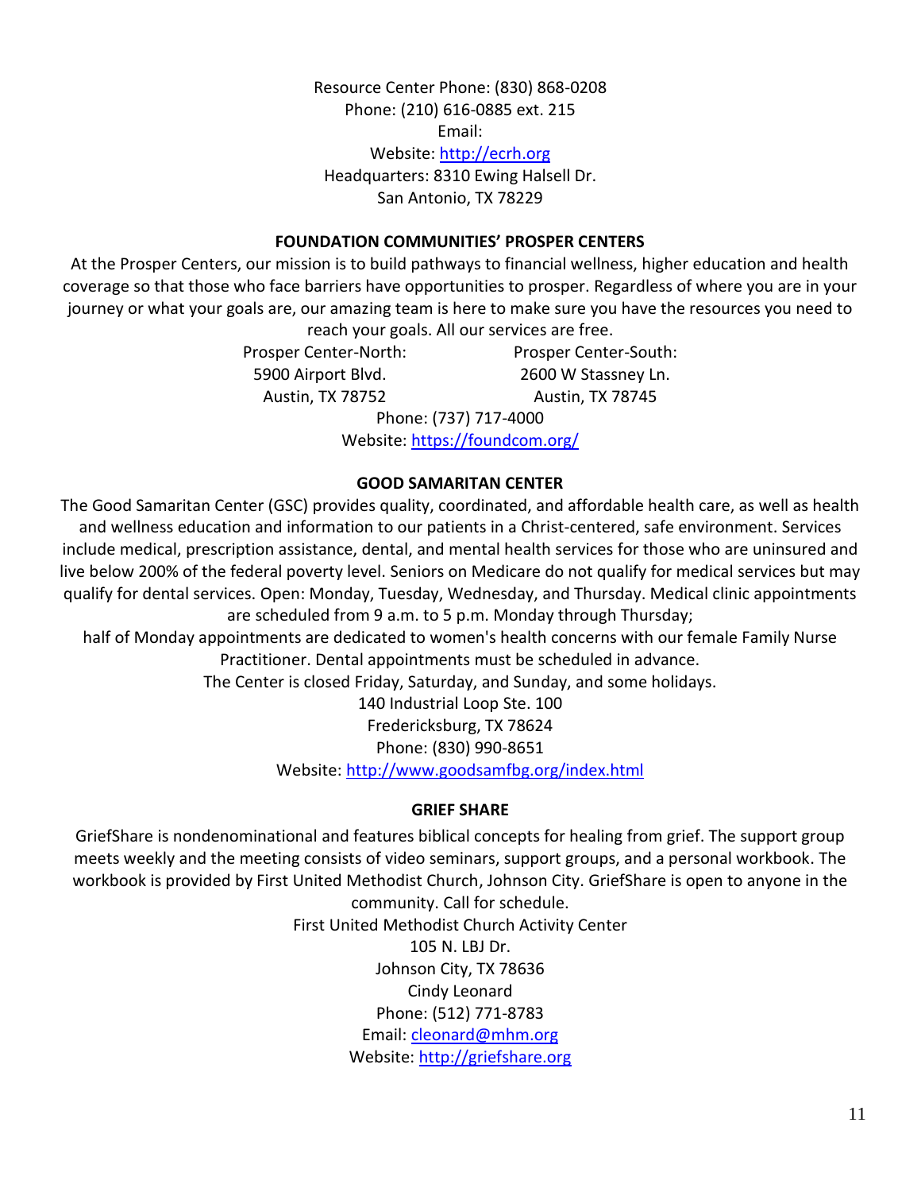Resource Center Phone: (830) 868-0208
Phone: (210) 616-0885 ext. 215
Email:
Website: http://ecrh.org
Headquarters: 8310 Ewing Halsell Dr.
San Antonio, TX 78229

**FOUNDATION COMMUNITIES' PROSPER CENTERS**

At the Prosper Centers, our mission is to build pathways to financial wellness, higher education and health coverage so that those who face barriers have opportunities to prosper. Regardless of where you are in your journey or what your goals are, our amazing team is here to make sure you have the resources you need to reach your goals. All our services are free.

Prosper Center-North:
5900 Airport Blvd.
Austin, TX 78752

Prosper Center-South:
2600 W Stassney Ln.
Austin, TX 78745

Phone: (737) 717-4000
Website: https://foundcom.org/

**GOOD SAMARITAN CENTER**

The Good Samaritan Center (GSC) provides quality, coordinated, and affordable health care, as well as health and wellness education and information to our patients in a Christ-centered, safe environment. Services include medical, prescription assistance, dental, and mental health services for those who are uninsured and live below 200% of the federal poverty level. Seniors on Medicare do not qualify for medical services but may qualify for dental services. Open: Monday, Tuesday, Wednesday, and Thursday. Medical clinic appointments are scheduled from 9 a.m. to 5 p.m. Monday through Thursday;
half of Monday appointments are dedicated to women's health concerns with our female Family Nurse Practitioner. Dental appointments must be scheduled in advance.
The Center is closed Friday, Saturday, and Sunday, and some holidays.

140 Industrial Loop Ste. 100
Fredericksburg, TX 78624
Phone: (830) 990-8651
Website: http://www.goodsamfbg.org/index.html

**GRIEF SHARE**

GriefShare is nondenominational and features biblical concepts for healing from grief. The support group meets weekly and the meeting consists of video seminars, support groups, and a personal workbook. The workbook is provided by First United Methodist Church, Johnson City. GriefShare is open to anyone in the community. Call for schedule.

First United Methodist Church Activity Center
105 N. LBJ Dr.
Johnson City, TX 78636
Cindy Leonard
Phone: (512) 771-8783
Email: cleonard@mhm.org
Website: http://griefshare.org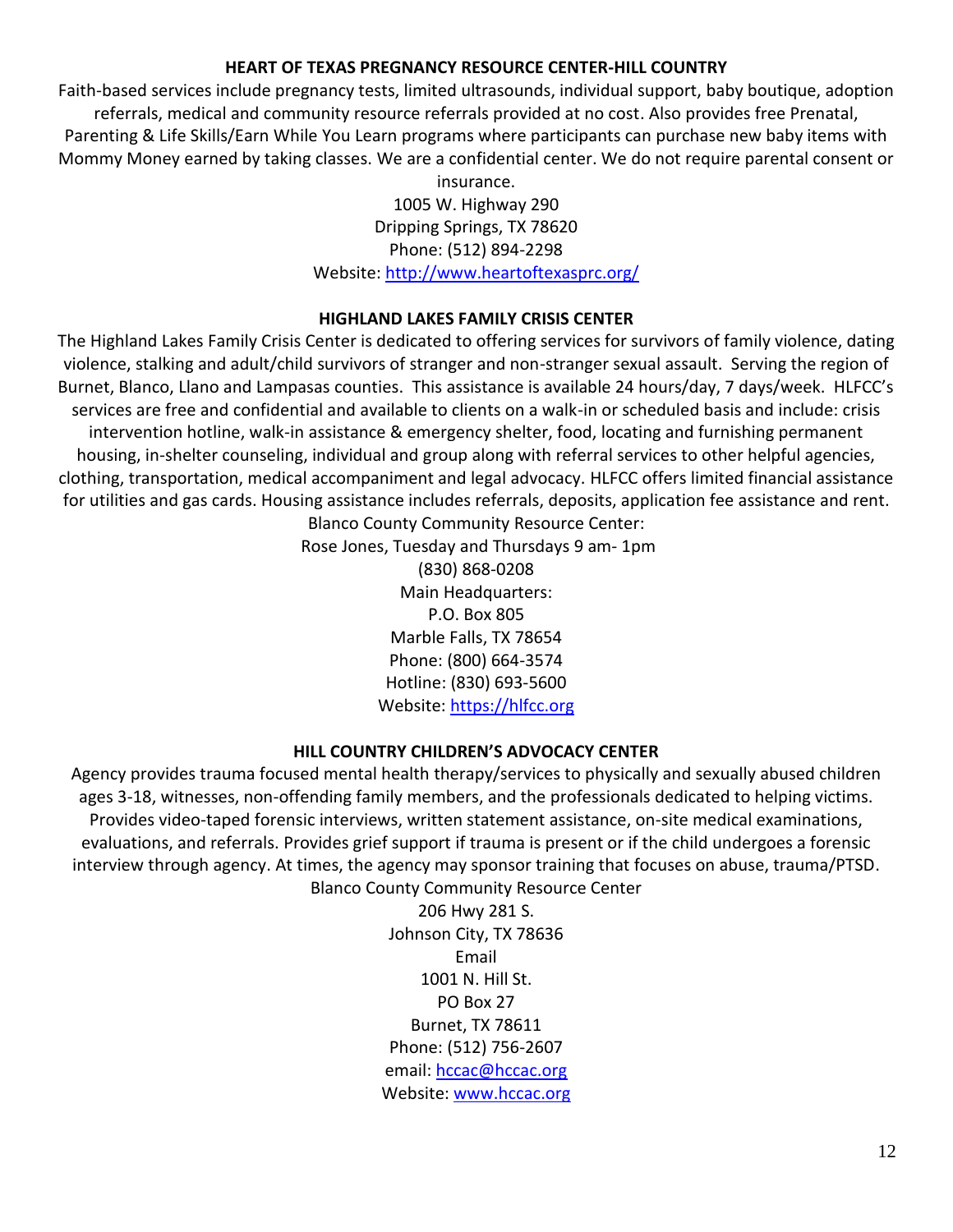### HEART OF TEXAS PREGNANCY RESOURCE CENTER-HILL COUNTRY

Faith-based services include pregnancy tests, limited ultrasounds, individual support, baby boutique, adoption referrals, medical and community resource referrals provided at no cost. Also provides free Prenatal, Parenting & Life Skills/Earn While You Learn programs where participants can purchase new baby items with Mommy Money earned by taking classes. We are a confidential center. We do not require parental consent or insurance.

1005 W. Highway 290
Dripping Springs, TX 78620
Phone: (512) 894-2298
Website: http://www.heartoftexasprc.org/

### HIGHLAND LAKES FAMILY CRISIS CENTER

The Highland Lakes Family Crisis Center is dedicated to offering services for survivors of family violence, dating violence, stalking and adult/child survivors of stranger and non-stranger sexual assault. Serving the region of Burnet, Blanco, Llano and Lampasas counties. This assistance is available 24 hours/day, 7 days/week. HLFCC's services are free and confidential and available to clients on a walk-in or scheduled basis and include: crisis intervention hotline, walk-in assistance & emergency shelter, food, locating and furnishing permanent housing, in-shelter counseling, individual and group along with referral services to other helpful agencies, clothing, transportation, medical accompaniment and legal advocacy. HLFCC offers limited financial assistance for utilities and gas cards. Housing assistance includes referrals, deposits, application fee assistance and rent.

Blanco County Community Resource Center:
Rose Jones, Tuesday and Thursdays 9 am- 1pm
(830) 868-0208
Main Headquarters:
P.O. Box 805
Marble Falls, TX 78654
Phone: (800) 664-3574
Hotline: (830) 693-5600
Website: https://hlfcc.org

### HILL COUNTRY CHILDREN'S ADVOCACY CENTER

Agency provides trauma focused mental health therapy/services to physically and sexually abused children ages 3-18, witnesses, non-offending family members, and the professionals dedicated to helping victims. Provides video-taped forensic interviews, written statement assistance, on-site medical examinations, evaluations, and referrals. Provides grief support if trauma is present or if the child undergoes a forensic interview through agency. At times, the agency may sponsor training that focuses on abuse, trauma/PTSD.

Blanco County Community Resource Center
206 Hwy 281 S.
Johnson City, TX 78636
Email
1001 N. Hill St.
PO Box 27
Burnet, TX 78611
Phone: (512) 756-2607
email: hccac@hccac.org
Website: www.hccac.org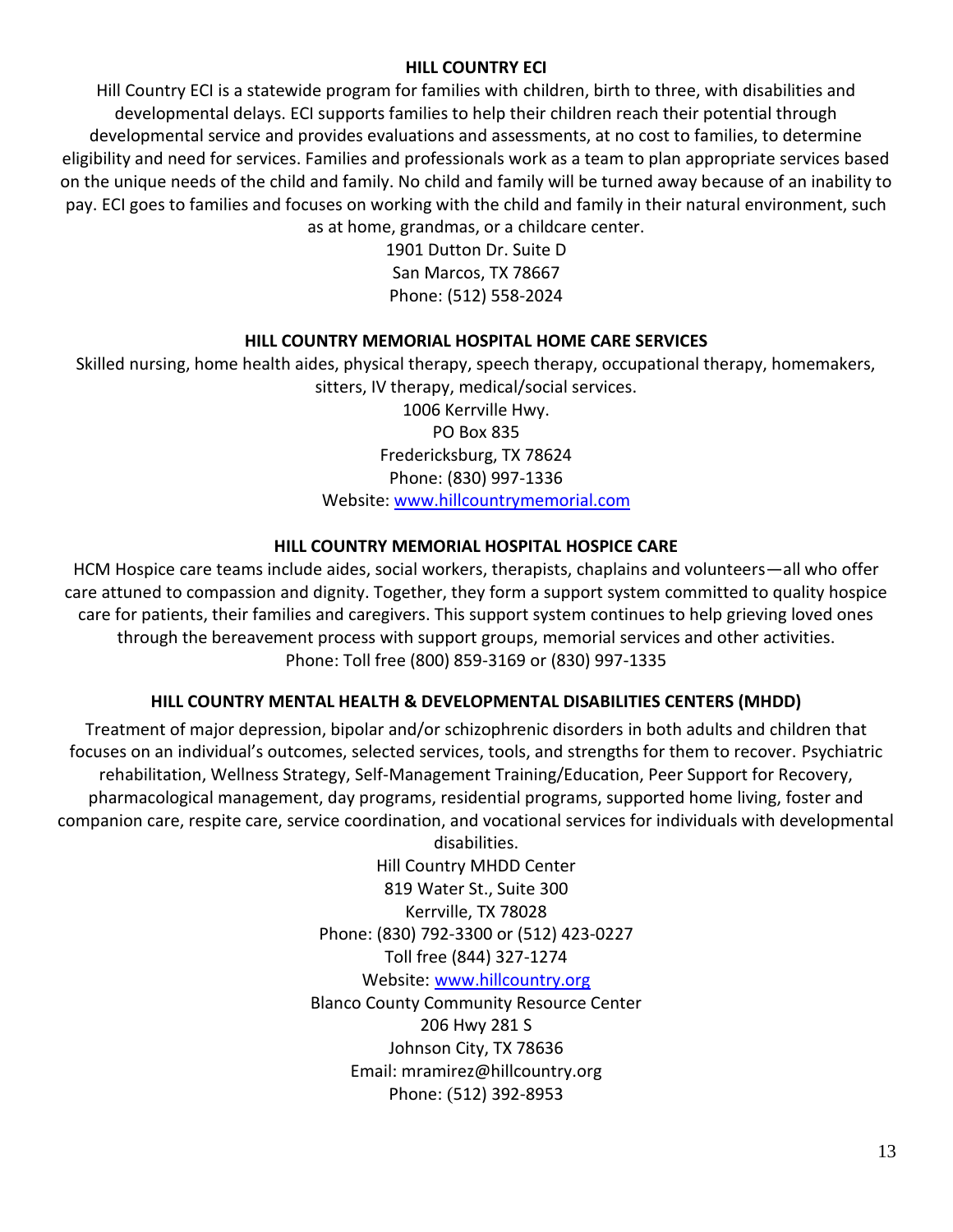## HILL COUNTRY ECI

Hill Country ECI is a statewide program for families with children, birth to three, with disabilities and developmental delays. ECI supports families to help their children reach their potential through developmental service and provides evaluations and assessments, at no cost to families, to determine eligibility and need for services. Families and professionals work as a team to plan appropriate services based on the unique needs of the child and family. No child and family will be turned away because of an inability to pay. ECI goes to families and focuses on working with the child and family in their natural environment, such as at home, grandmas, or a childcare center.

1901 Dutton Dr. Suite D
San Marcos, TX 78667
Phone: (512) 558-2024

## HILL COUNTRY MEMORIAL HOSPITAL HOME CARE SERVICES

Skilled nursing, home health aides, physical therapy, speech therapy, occupational therapy, homemakers, sitters, IV therapy, medical/social services.

1006 Kerrville Hwy.
PO Box 835
Fredericksburg, TX 78624
Phone: (830) 997-1336
Website: [www.hillcountrymemorial.com](http://www.hillcountrymemorial.com)

## HILL COUNTRY MEMORIAL HOSPITAL HOSPICE CARE

HCM Hospice care teams include aides, social workers, therapists, chaplains and volunteers—all who offer care attuned to compassion and dignity. Together, they form a support system committed to quality hospice care for patients, their families and caregivers. This support system continues to help grieving loved ones through the bereavement process with support groups, memorial services and other activities.

Phone: Toll free (800) 859-3169 or (830) 997-1335

## HILL COUNTRY MENTAL HEALTH & DEVELOPMENTAL DISABILITIES CENTERS (MHDD)

Treatment of major depression, bipolar and/or schizophrenic disorders in both adults and children that focuses on an individual's outcomes, selected services, tools, and strengths for them to recover. Psychiatric rehabilitation, Wellness Strategy, Self-Management Training/Education, Peer Support for Recovery, pharmacological management, day programs, residential programs, supported home living, foster and companion care, respite care, service coordination, and vocational services for individuals with developmental disabilities.

Hill Country MHDD Center
819 Water St., Suite 300
Kerrville, TX 78028
Phone: (830) 792-3300 or (512) 423-0227
Toll free (844) 327-1274
Website: [www.hillcountry.org](http://www.hillcountry.org)

Blanco County Community Resource Center
206 Hwy 281 S
Johnson City, TX 78636
Email: mramirez@hillcountry.org
Phone: (512) 392-8953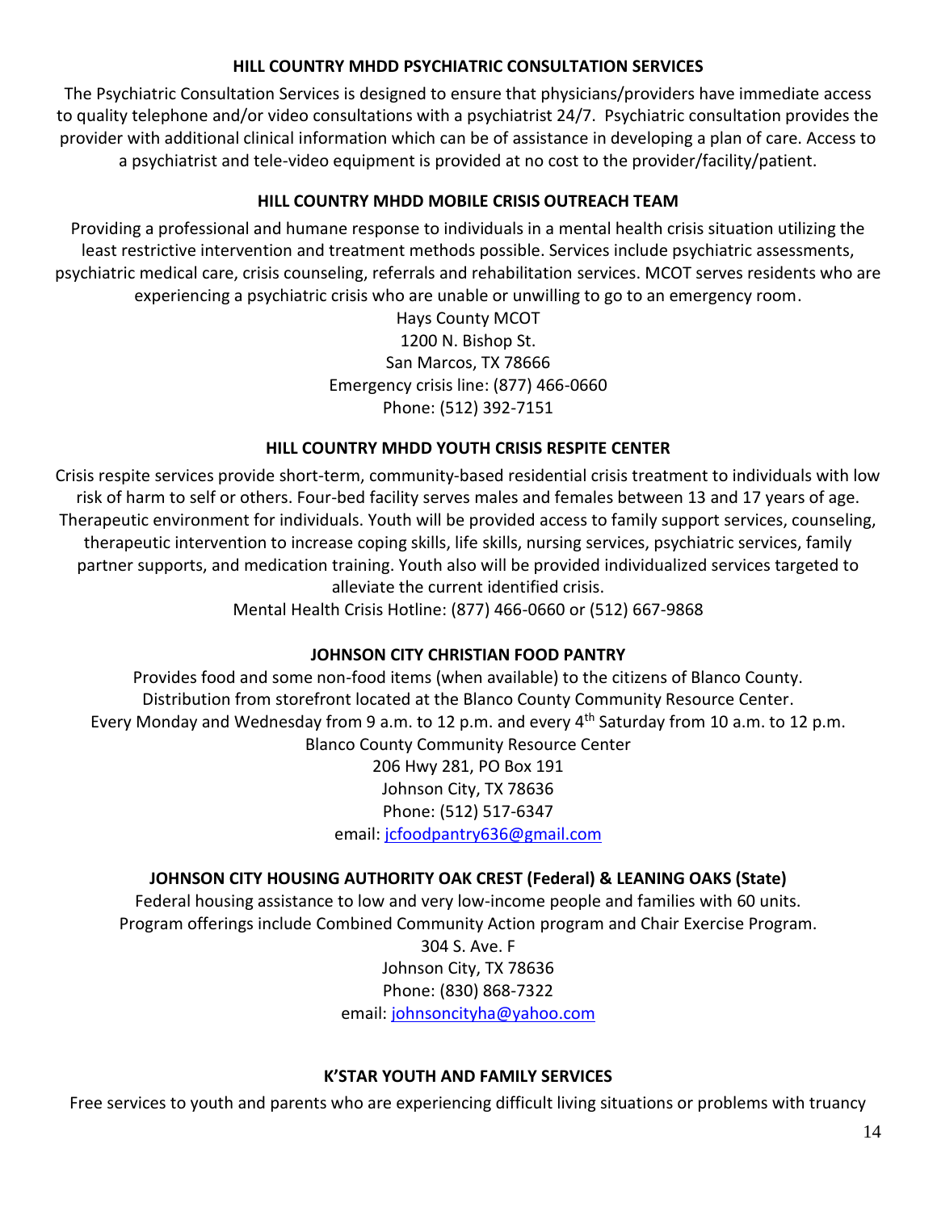### HILL COUNTRY MHDD PSYCHIATRIC CONSULTATION SERVICES

The Psychiatric Consultation Services is designed to ensure that physicians/providers have immediate access to quality telephone and/or video consultations with a psychiatrist 24/7. Psychiatric consultation provides the provider with additional clinical information which can be of assistance in developing a plan of care. Access to a psychiatrist and tele-video equipment is provided at no cost to the provider/facility/patient.

### HILL COUNTRY MHDD MOBILE CRISIS OUTREACH TEAM

Providing a professional and humane response to individuals in a mental health crisis situation utilizing the least restrictive intervention and treatment methods possible. Services include psychiatric assessments, psychiatric medical care, crisis counseling, referrals and rehabilitation services. MCOT serves residents who are experiencing a psychiatric crisis who are unable or unwilling to go to an emergency room.

Hays County MCOT
1200 N. Bishop St.
San Marcos, TX 78666
Emergency crisis line: (877) 466-0660
Phone: (512) 392-7151

### HILL COUNTRY MHDD YOUTH CRISIS RESPITE CENTER

Crisis respite services provide short-term, community-based residential crisis treatment to individuals with low risk of harm to self or others. Four-bed facility serves males and females between 13 and 17 years of age. Therapeutic environment for individuals. Youth will be provided access to family support services, counseling, therapeutic intervention to increase coping skills, life skills, nursing services, psychiatric services, family partner supports, and medication training. Youth also will be provided individualized services targeted to alleviate the current identified crisis.

Mental Health Crisis Hotline: (877) 466-0660 or (512) 667-9868

### JOHNSON CITY CHRISTIAN FOOD PANTRY

Provides food and some non-food items (when available) to the citizens of Blanco County.
Distribution from storefront located at the Blanco County Community Resource Center.
Every Monday and Wednesday from 9 a.m. to 12 p.m. and every 4th Saturday from 10 a.m. to 12 p.m.

Blanco County Community Resource Center
206 Hwy 281, PO Box 191
Johnson City, TX 78636
Phone: (512) 517-6347
email: jcfoodpantry636@gmail.com

### JOHNSON CITY HOUSING AUTHORITY OAK CREST (Federal) & LEANING OAKS (State)

Federal housing assistance to low and very low-income people and families with 60 units.
Program offerings include Combined Community Action program and Chair Exercise Program.

304 S. Ave. F
Johnson City, TX 78636
Phone: (830) 868-7322
email: johnsoncityha@yahoo.com

### K'STAR YOUTH AND FAMILY SERVICES

Free services to youth and parents who are experiencing difficult living situations or problems with truancy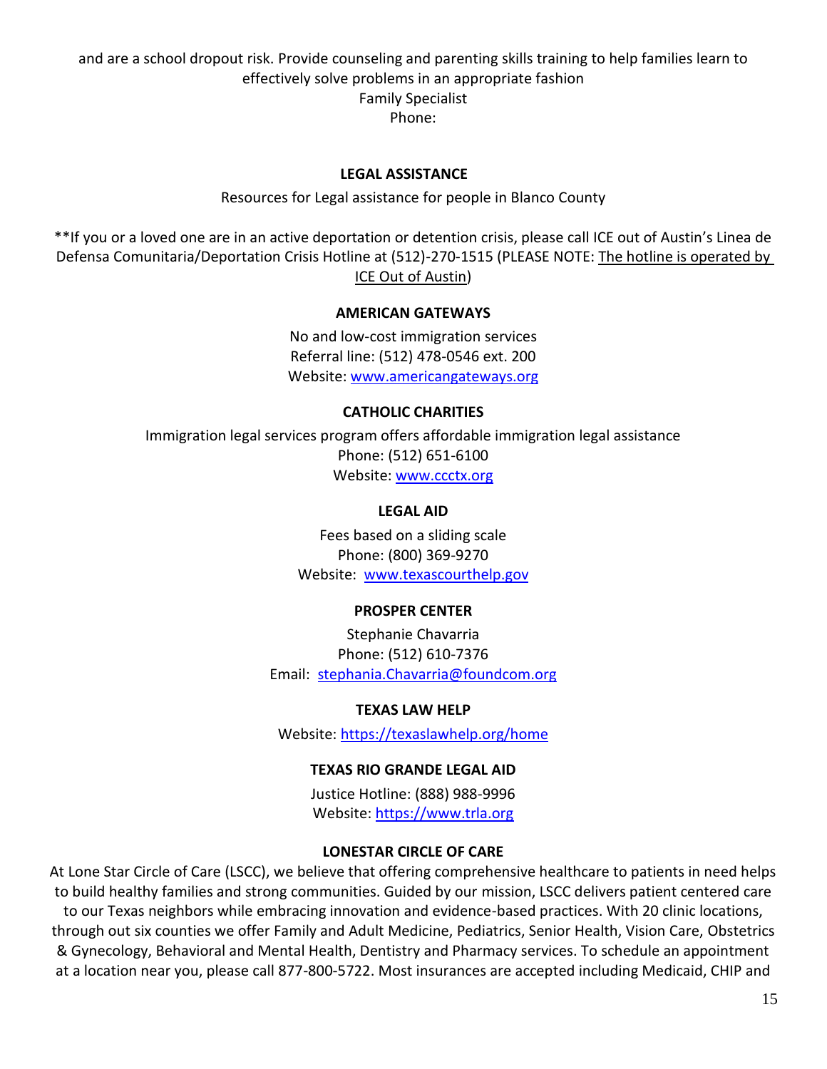and are a school dropout risk. Provide counseling and parenting skills training to help families learn to effectively solve problems in an appropriate fashion
Family Specialist
Phone:

**LEGAL ASSISTANCE**

Resources for Legal assistance for people in Blanco County

**If you or a loved one are in an active deportation or detention crisis, please call ICE out of Austin's Linea de Defensa Comunitaria/Deportation Crisis Hotline at (512)-270-1515 (PLEASE NOTE: The hotline is operated by ICE Out of Austin)

**AMERICAN GATEWAYS**

No and low-cost immigration services
Referral line: (512) 478-0546 ext. 200
Website: www.americangateways.org

**CATHOLIC CHARITIES**

Immigration legal services program offers affordable immigration legal assistance
Phone: (512) 651-6100
Website: www.ccctx.org

**LEGAL AID**

Fees based on a sliding scale
Phone: (800) 369-9270
Website: www.texascourthelp.gov

**PROSPER CENTER**

Stephanie Chavarria
Phone: (512) 610-7376
Email: stephania.Chavarria@foundcom.org

**TEXAS LAW HELP**

Website: https://texaslawhelp.org/home

**TEXAS RIO GRANDE LEGAL AID**

Justice Hotline: (888) 988-9996
Website: https://www.trla.org

**LONESTAR CIRCLE OF CARE**

At Lone Star Circle of Care (LSCC), we believe that offering comprehensive healthcare to patients in need helps to build healthy families and strong communities. Guided by our mission, LSCC delivers patient centered care to our Texas neighbors while embracing innovation and evidence-based practices. With 20 clinic locations, through out six counties we offer Family and Adult Medicine, Pediatrics, Senior Health, Vision Care, Obstetrics & Gynecology, Behavioral and Mental Health, Dentistry and Pharmacy services. To schedule an appointment at a location near you, please call 877-800-5722. Most insurances are accepted including Medicaid, CHIP and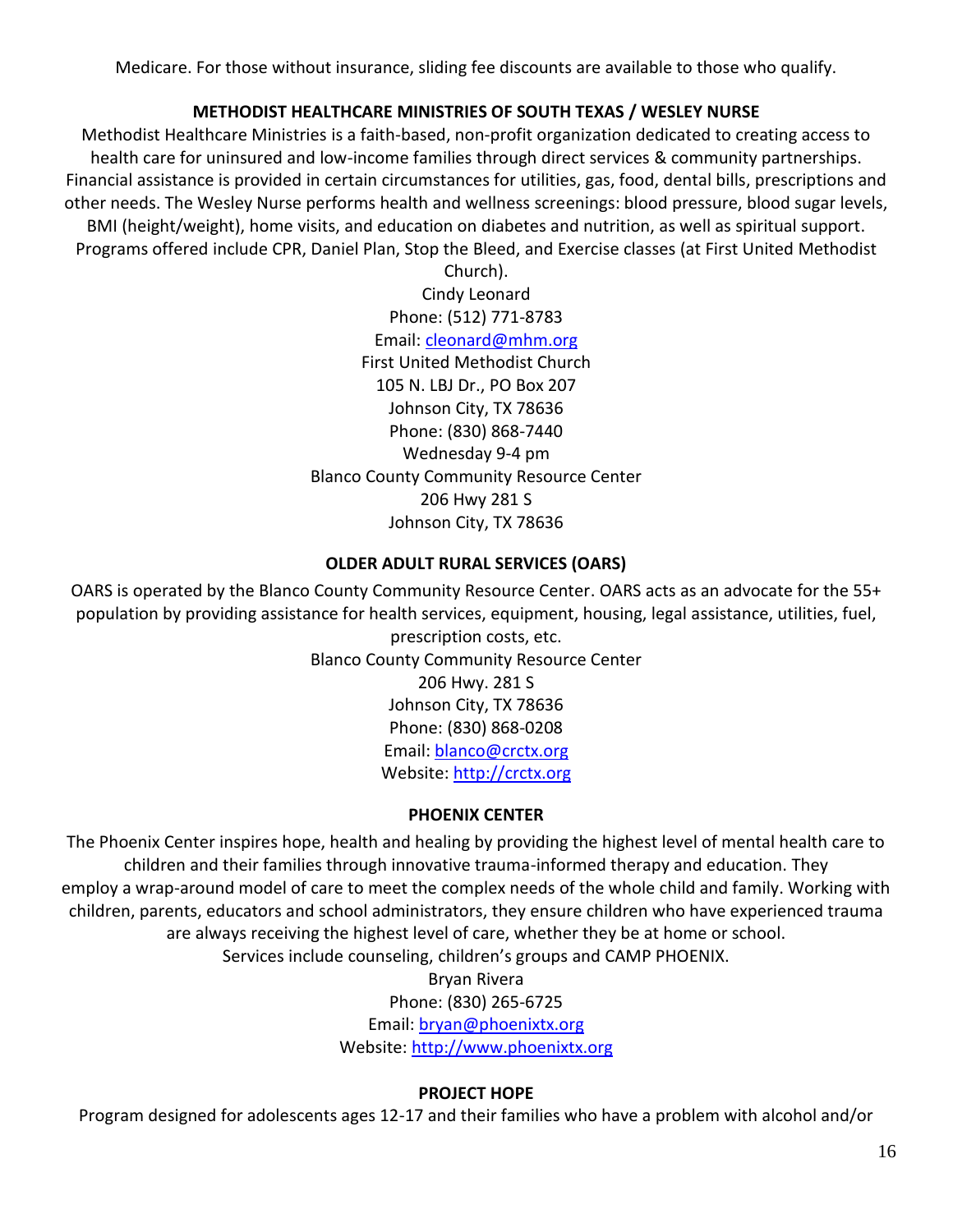Medicare. For those without insurance, sliding fee discounts are available to those who qualify.

**METHODIST HEALTHCARE MINISTRIES OF SOUTH TEXAS / WESLEY NURSE**

Methodist Healthcare Ministries is a faith-based, non-profit organization dedicated to creating access to health care for uninsured and low-income families through direct services & community partnerships. Financial assistance is provided in certain circumstances for utilities, gas, food, dental bills, prescriptions and other needs. The Wesley Nurse performs health and wellness screenings: blood pressure, blood sugar levels, BMI (height/weight), home visits, and education on diabetes and nutrition, as well as spiritual support. Programs offered include CPR, Daniel Plan, Stop the Bleed, and Exercise classes (at First United Methodist Church).

Cindy Leonard
Phone: (512) 771-8783
Email: cleonard@mhm.org
First United Methodist Church
105 N. LBJ Dr., PO Box 207
Johnson City, TX 78636
Phone: (830) 868-7440
Wednesday 9-4 pm
Blanco County Community Resource Center
206 Hwy 281 S
Johnson City, TX 78636

**OLDER ADULT RURAL SERVICES (OARS)**

OARS is operated by the Blanco County Community Resource Center. OARS acts as an advocate for the 55+ population by providing assistance for health services, equipment, housing, legal assistance, utilities, fuel, prescription costs, etc.

Blanco County Community Resource Center
206 Hwy. 281 S
Johnson City, TX 78636
Phone: (830) 868-0208
Email: blanco@crctx.org
Website: http://crctx.org

**PHOENIX CENTER**

The Phoenix Center inspires hope, health and healing by providing the highest level of mental health care to children and their families through innovative trauma-informed therapy and education. They employ a wrap-around model of care to meet the complex needs of the whole child and family. Working with children, parents, educators and school administrators, they ensure children who have experienced trauma are always receiving the highest level of care, whether they be at home or school.
Services include counseling, children's groups and CAMP PHOENIX.

Bryan Rivera
Phone: (830) 265-6725
Email: bryan@phoenixtx.org
Website: http://www.phoenixtx.org

**PROJECT HOPE**

Program designed for adolescents ages 12-17 and their families who have a problem with alcohol and/or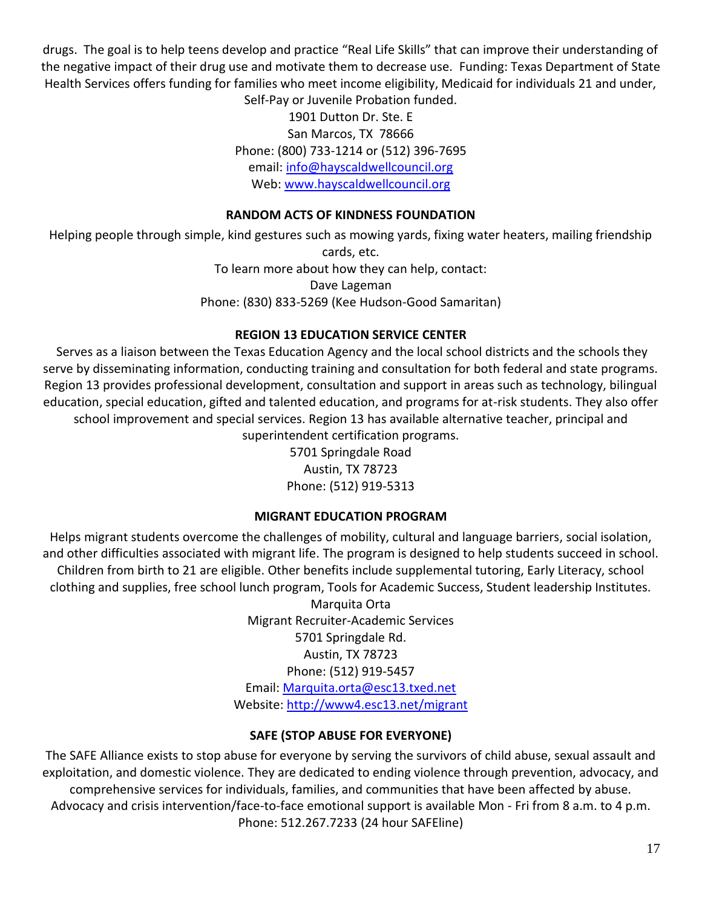drugs. The goal is to help teens develop and practice "Real Life Skills" that can improve their understanding of the negative impact of their drug use and motivate them to decrease use. Funding: Texas Department of State Health Services offers funding for families who meet income eligibility, Medicaid for individuals 21 and under, Self-Pay or Juvenile Probation funded.

1901 Dutton Dr. Ste. E
San Marcos, TX 78666
Phone: (800) 733-1214 or (512) 396-7695
email: info@hayscaldwellcouncil.org
Web: www.hayscaldwellcouncil.org

**RANDOM ACTS OF KINDNESS FOUNDATION**

Helping people through simple, kind gestures such as mowing yards, fixing water heaters, mailing friendship cards, etc.

To learn more about how they can help, contact:
Dave Lageman
Phone: (830) 833-5269 (Kee Hudson-Good Samaritan)

**REGION 13 EDUCATION SERVICE CENTER**

Serves as a liaison between the Texas Education Agency and the local school districts and the schools they serve by disseminating information, conducting training and consultation for both federal and state programs. Region 13 provides professional development, consultation and support in areas such as technology, bilingual education, special education, gifted and talented education, and programs for at-risk students. They also offer school improvement and special services. Region 13 has available alternative teacher, principal and superintendent certification programs.

5701 Springdale Road
Austin, TX 78723
Phone: (512) 919-5313

**MIGRANT EDUCATION PROGRAM**

Helps migrant students overcome the challenges of mobility, cultural and language barriers, social isolation, and other difficulties associated with migrant life. The program is designed to help students succeed in school. Children from birth to 21 are eligible. Other benefits include supplemental tutoring, Early Literacy, school clothing and supplies, free school lunch program, Tools for Academic Success, Student leadership Institutes.

Marquita Orta
Migrant Recruiter-Academic Services
5701 Springdale Rd.
Austin, TX 78723
Phone: (512) 919-5457
Email: Marquita.orta@esc13.txed.net
Website: http://www4.esc13.net/migrant

**SAFE (STOP ABUSE FOR EVERYONE)**

The SAFE Alliance exists to stop abuse for everyone by serving the survivors of child abuse, sexual assault and exploitation, and domestic violence. They are dedicated to ending violence through prevention, advocacy, and comprehensive services for individuals, families, and communities that have been affected by abuse. Advocacy and crisis intervention/face-to-face emotional support is available Mon - Fri from 8 a.m. to 4 p.m.

Phone: 512.267.7233 (24 hour SAFEline)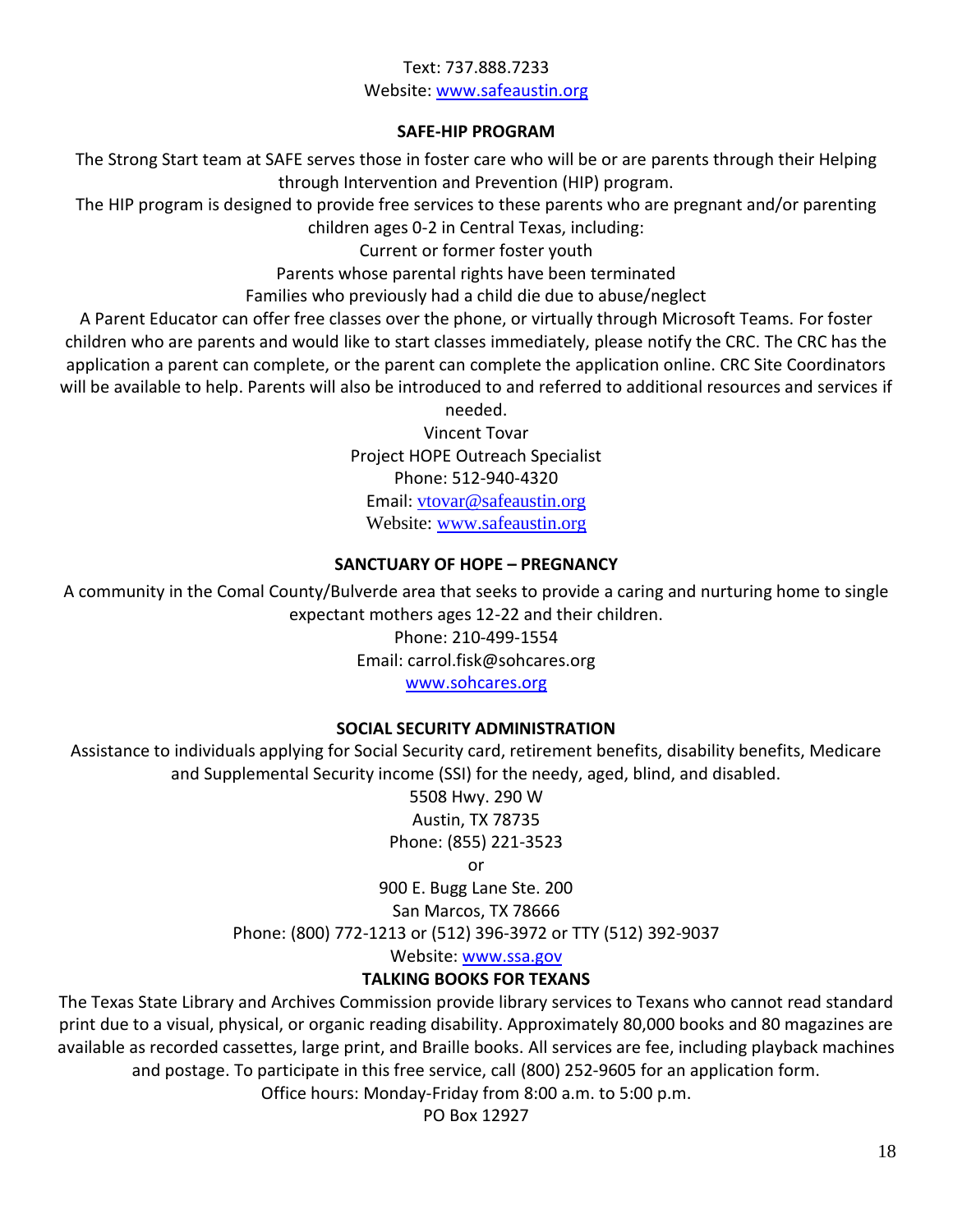Text: 737.888.7233

Website: www.safeaustin.org

**SAFE-HIP PROGRAM**

The Strong Start team at SAFE serves those in foster care who will be or are parents through their Helping through Intervention and Prevention (HIP) program.

The HIP program is designed to provide free services to these parents who are pregnant and/or parenting children ages 0-2 in Central Texas, including:

Current or former foster youth

Parents whose parental rights have been terminated

Families who previously had a child die due to abuse/neglect

A Parent Educator can offer free classes over the phone, or virtually through Microsoft Teams. For foster children who are parents and would like to start classes immediately, please notify the CRC. The CRC has the application a parent can complete, or the parent can complete the application online. CRC Site Coordinators will be available to help. Parents will also be introduced to and referred to additional resources and services if needed.

Vincent Tovar

Project HOPE Outreach Specialist

Phone: 512-940-4320

Email: vtovar@safeaustin.org

Website: www.safeaustin.org

**SANCTUARY OF HOPE – PREGNANCY**

A community in the Comal County/Bulverde area that seeks to provide a caring and nurturing home to single expectant mothers ages 12-22 and their children.

Phone: 210-499-1554

Email: carrol.fisk@sohcares.org

www.sohcares.org

**SOCIAL SECURITY ADMINISTRATION**

Assistance to individuals applying for Social Security card, retirement benefits, disability benefits, Medicare and Supplemental Security income (SSI) for the needy, aged, blind, and disabled.

5508 Hwy. 290 W

Austin, TX 78735

Phone: (855) 221-3523

or

900 E. Bugg Lane Ste. 200

San Marcos, TX 78666

Phone: (800) 772-1213 or (512) 396-3972 or TTY (512) 392-9037

Website: www.ssa.gov

**TALKING BOOKS FOR TEXANS**

The Texas State Library and Archives Commission provide library services to Texans who cannot read standard print due to a visual, physical, or organic reading disability. Approximately 80,000 books and 80 magazines are available as recorded cassettes, large print, and Braille books. All services are fee, including playback machines and postage. To participate in this free service, call (800) 252-9605 for an application form.

Office hours: Monday-Friday from 8:00 a.m. to 5:00 p.m.

PO Box 12927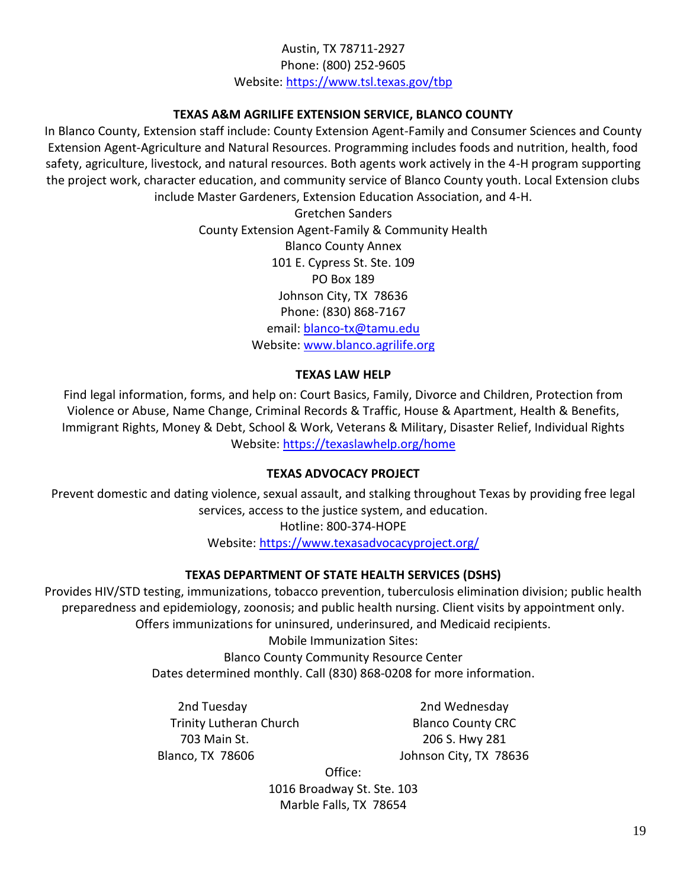Austin, TX 78711-2927
Phone: (800) 252-9605
Website: https://www.tsl.texas.gov/tbp

**TEXAS A&M AGRILIFE EXTENSION SERVICE, BLANCO COUNTY**

In Blanco County, Extension staff include: County Extension Agent-Family and Consumer Sciences and County Extension Agent-Agriculture and Natural Resources. Programming includes foods and nutrition, health, food safety, agriculture, livestock, and natural resources. Both agents work actively in the 4-H program supporting the project work, character education, and community service of Blanco County youth. Local Extension clubs include Master Gardeners, Extension Education Association, and 4-H.

Gretchen Sanders
County Extension Agent-Family & Community Health
Blanco County Annex
101 E. Cypress St. Ste. 109
PO Box 189
Johnson City, TX 78636
Phone: (830) 868-7167
email: blanco-tx@tamu.edu
Website: www.blanco.agrilife.org

**TEXAS LAW HELP**

Find legal information, forms, and help on: Court Basics, Family, Divorce and Children, Protection from Violence or Abuse, Name Change, Criminal Records & Traffic, House & Apartment, Health & Benefits, Immigrant Rights, Money & Debt, School & Work, Veterans & Military, Disaster Relief, Individual Rights
Website: https://texaslawhelp.org/home

**TEXAS ADVOCACY PROJECT**

Prevent domestic and dating violence, sexual assault, and stalking throughout Texas by providing free legal services, access to the justice system, and education.
Hotline: 800-374-HOPE
Website: https://www.texasadvocacyproject.org/

**TEXAS DEPARTMENT OF STATE HEALTH SERVICES (DSHS)**

Provides HIV/STD testing, immunizations, tobacco prevention, tuberculosis elimination division; public health preparedness and epidemiology, zoonosis; and public health nursing. Client visits by appointment only. Offers immunizations for uninsured, underinsured, and Medicaid recipients.
Mobile Immunization Sites:
Blanco County Community Resource Center
Dates determined monthly. Call (830) 868-0208 for more information.

2nd Tuesday
Trinity Lutheran Church
703 Main St.
Blanco, TX 78606

2nd Wednesday
Blanco County CRC
206 S. Hwy 281
Johnson City, TX 78636

Office:
1016 Broadway St. Ste. 103
Marble Falls, TX 78654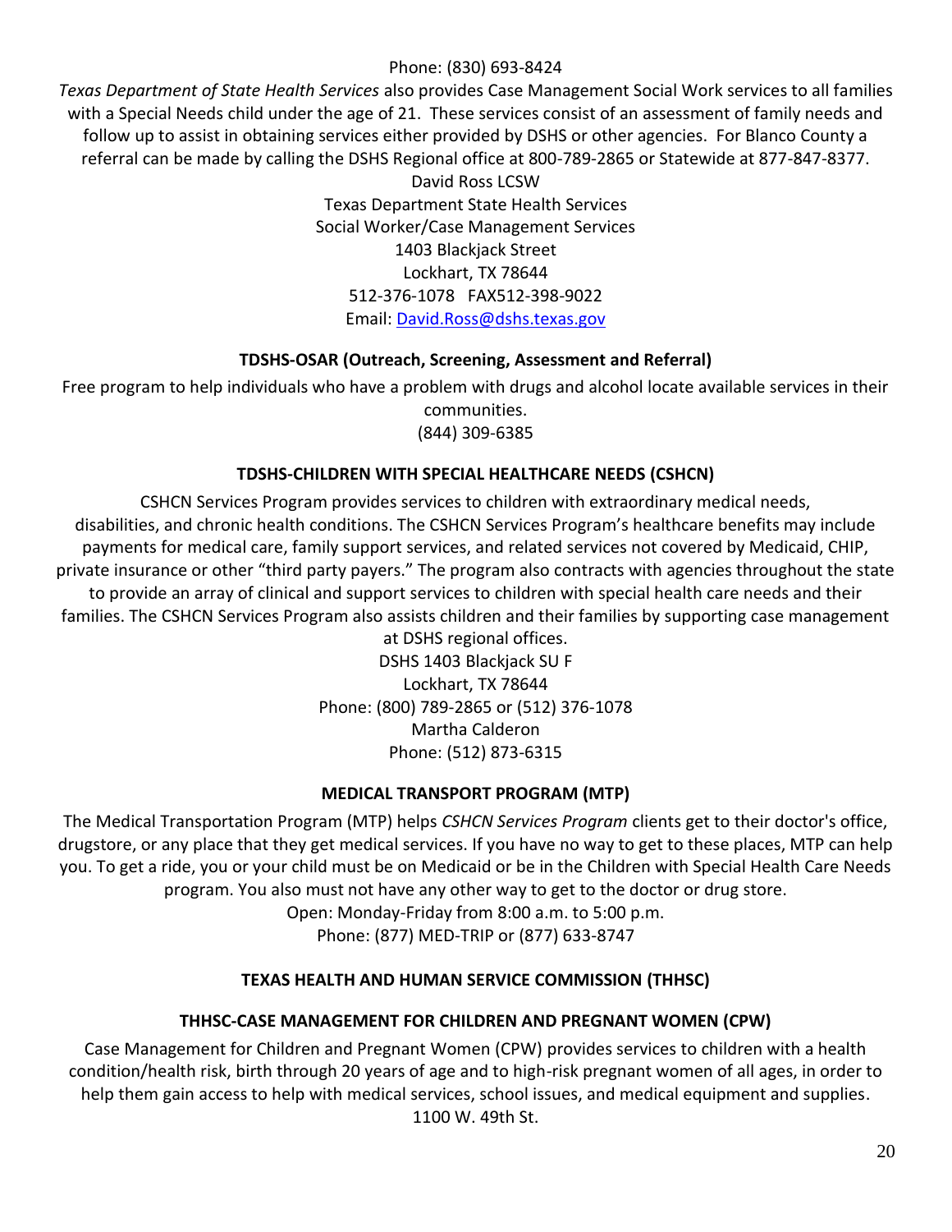Phone: (830) 693-8424

*Texas Department of State Health Services* also provides Case Management Social Work services to all families with a Special Needs child under the age of 21. These services consist of an assessment of family needs and follow up to assist in obtaining services either provided by DSHS or other agencies. For Blanco County a referral can be made by calling the DSHS Regional office at 800-789-2865 or Statewide at 877-847-8377.

David Ross LCSW
Texas Department State Health Services
Social Worker/Case Management Services
1403 Blackjack Street
Lockhart, TX 78644
512-376-1078 FAX512-398-9022
Email: David.Ross@dshs.texas.gov

**TDSHS-OSAR (Outreach, Screening, Assessment and Referral)**

Free program to help individuals who have a problem with drugs and alcohol locate available services in their communities.
(844) 309-6385

**TDSHS-CHILDREN WITH SPECIAL HEALTHCARE NEEDS (CSHCN)**

CSHCN Services Program provides services to children with extraordinary medical needs, disabilities, and chronic health conditions. The CSHCN Services Program's healthcare benefits may include payments for medical care, family support services, and related services not covered by Medicaid, CHIP, private insurance or other "third party payers." The program also contracts with agencies throughout the state to provide an array of clinical and support services to children with special health care needs and their families. The CSHCN Services Program also assists children and their families by supporting case management at DSHS regional offices.

DSHS 1403 Blackjack SU F
Lockhart, TX 78644
Phone: (800) 789-2865 or (512) 376-1078
Martha Calderon
Phone: (512) 873-6315

**MEDICAL TRANSPORT PROGRAM (MTP)**

The Medical Transportation Program (MTP) helps *CSHCN Services Program* clients get to their doctor's office, drugstore, or any place that they get medical services. If you have no way to get to these places, MTP can help you. To get a ride, you or your child must be on Medicaid or be in the Children with Special Health Care Needs program. You also must not have any other way to get to the doctor or drug store.

Open: Monday-Friday from 8:00 a.m. to 5:00 p.m.
Phone: (877) MED-TRIP or (877) 633-8747

**TEXAS HEALTH AND HUMAN SERVICE COMMISSION (THHSC)**

**THHSC-CASE MANAGEMENT FOR CHILDREN AND PREGNANT WOMEN (CPW)**

Case Management for Children and Pregnant Women (CPW) provides services to children with a health condition/health risk, birth through 20 years of age and to high-risk pregnant women of all ages, in order to help them gain access to help with medical services, school issues, and medical equipment and supplies.

1100 W. 49th St.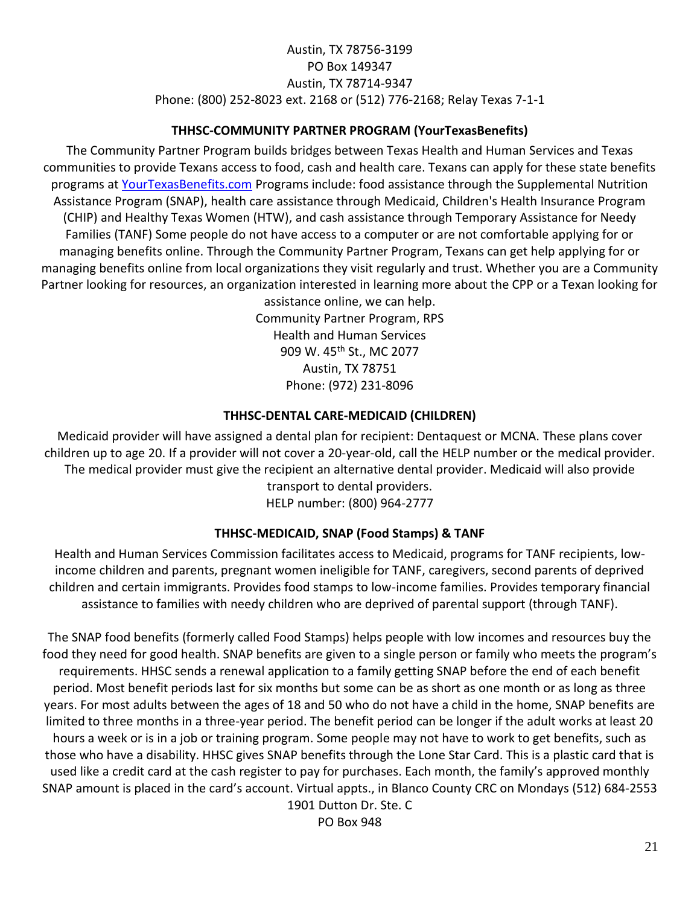Austin, TX 78756-3199
PO Box 149347
Austin, TX 78714-9347
Phone: (800) 252-8023 ext. 2168 or (512) 776-2168; Relay Texas 7-1-1

**THHSC-COMMUNITY PARTNER PROGRAM (YourTexasBenefits)**

The Community Partner Program builds bridges between Texas Health and Human Services and Texas communities to provide Texans access to food, cash and health care. Texans can apply for these state benefits programs at [YourTexasBenefits.com](YourTexasBenefits.com) Programs include: food assistance through the Supplemental Nutrition Assistance Program (SNAP), health care assistance through Medicaid, Children's Health Insurance Program (CHIP) and Healthy Texas Women (HTW), and cash assistance through Temporary Assistance for Needy Families (TANF) Some people do not have access to a computer or are not comfortable applying for or managing benefits online. Through the Community Partner Program, Texans can get help applying for or managing benefits online from local organizations they visit regularly and trust. Whether you are a Community Partner looking for resources, an organization interested in learning more about the CPP or a Texan looking for assistance online, we can help.

Community Partner Program, RPS
Health and Human Services
909 W. 45th St., MC 2077
Austin, TX 78751
Phone: (972) 231-8096

**THHSC-DENTAL CARE-MEDICAID (CHILDREN)**

Medicaid provider will have assigned a dental plan for recipient: Dentaquest or MCNA. These plans cover children up to age 20. If a provider will not cover a 20-year-old, call the HELP number or the medical provider. The medical provider must give the recipient an alternative dental provider. Medicaid will also provide transport to dental providers.

HELP number: (800) 964-2777

**THHSC-MEDICAID, SNAP (Food Stamps) & TANF**

Health and Human Services Commission facilitates access to Medicaid, programs for TANF recipients, low-income children and parents, pregnant women ineligible for TANF, caregivers, second parents of deprived children and certain immigrants. Provides food stamps to low-income families. Provides temporary financial assistance to families with needy children who are deprived of parental support (through TANF).

The SNAP food benefits (formerly called Food Stamps) helps people with low incomes and resources buy the food they need for good health. SNAP benefits are given to a single person or family who meets the program's requirements. HHSC sends a renewal application to a family getting SNAP before the end of each benefit period. Most benefit periods last for six months but some can be as short as one month or as long as three years. For most adults between the ages of 18 and 50 who do not have a child in the home, SNAP benefits are limited to three months in a three-year period. The benefit period can be longer if the adult works at least 20 hours a week or is in a job or training program. Some people may not have to work to get benefits, such as those who have a disability. HHSC gives SNAP benefits through the Lone Star Card. This is a plastic card that is used like a credit card at the cash register to pay for purchases. Each month, the family's approved monthly SNAP amount is placed in the card's account. Virtual appts., in Blanco County CRC on Mondays (512) 684-2553

1901 Dutton Dr. Ste. C
PO Box 948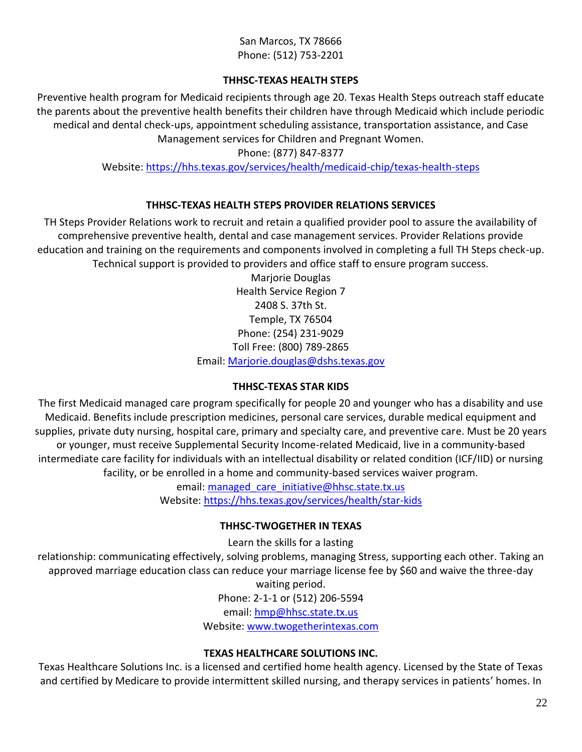San Marcos, TX 78666
Phone: (512) 753-2201

## THHSC-TEXAS HEALTH STEPS

Preventive health program for Medicaid recipients through age 20. Texas Health Steps outreach staff educate the parents about the preventive health benefits their children have through Medicaid which include periodic medical and dental check-ups, appointment scheduling assistance, transportation assistance, and Case Management services for Children and Pregnant Women.

Phone: (877) 847-8377
Website: https://hhs.texas.gov/services/health/medicaid-chip/texas-health-steps

## THHSC-TEXAS HEALTH STEPS PROVIDER RELATIONS SERVICES

TH Steps Provider Relations work to recruit and retain a qualified provider pool to assure the availability of comprehensive preventive health, dental and case management services. Provider Relations provide education and training on the requirements and components involved in completing a full TH Steps check-up. Technical support is provided to providers and office staff to ensure program success.

Marjorie Douglas
Health Service Region 7
2408 S. 37th St.
Temple, TX 76504
Phone: (254) 231-9029
Toll Free: (800) 789-2865
Email: Marjorie.douglas@dshs.texas.gov

## THHSC-TEXAS STAR KIDS

The first Medicaid managed care program specifically for people 20 and younger who has a disability and use Medicaid. Benefits include prescription medicines, personal care services, durable medical equipment and supplies, private duty nursing, hospital care, primary and specialty care, and preventive care. Must be 20 years or younger, must receive Supplemental Security Income-related Medicaid, live in a community-based intermediate care facility for individuals with an intellectual disability or related condition (ICF/IID) or nursing facility, or be enrolled in a home and community-based services waiver program.

email: managed_care_initiative@hhsc.state.tx.us
Website: https://hhs.texas.gov/services/health/star-kids

## THHSC-TWOGETHER IN TEXAS

Learn the skills for a lasting relationship: communicating effectively, solving problems, managing Stress, supporting each other. Taking an approved marriage education class can reduce your marriage license fee by $60 and waive the three-day waiting period.

Phone: 2-1-1 or (512) 206-5594
email: hmp@hhsc.state.tx.us
Website: www.twogetherintexas.com

## TEXAS HEALTHCARE SOLUTIONS INC.

Texas Healthcare Solutions Inc. is a licensed and certified home health agency. Licensed by the State of Texas and certified by Medicare to provide intermittent skilled nursing, and therapy services in patients' homes. In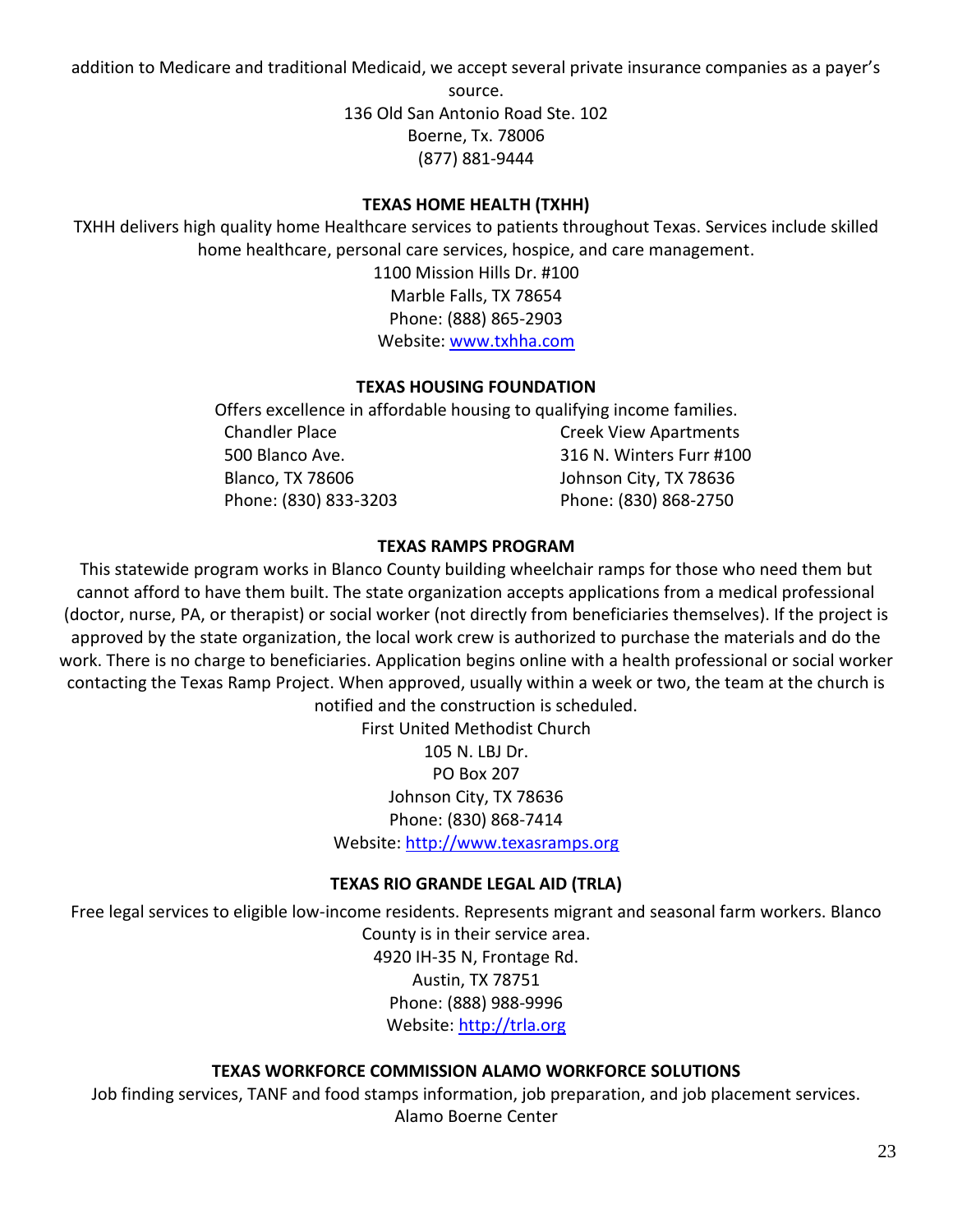addition to Medicare and traditional Medicaid, we accept several private insurance companies as a payer's source.

136 Old San Antonio Road Ste. 102
Boerne, Tx. 78006
(877) 881-9444

**TEXAS HOME HEALTH (TXHH)**

TXHH delivers high quality home Healthcare services to patients throughout Texas. Services include skilled home healthcare, personal care services, hospice, and care management.

1100 Mission Hills Dr. #100
Marble Falls, TX 78654
Phone: (888) 865-2903
Website: www.txhha.com

**TEXAS HOUSING FOUNDATION**

Offers excellence in affordable housing to qualifying income families.

Chandler Place
500 Blanco Ave.
Blanco, TX 78606
Phone: (830) 833-3203

Creek View Apartments
316 N. Winters Furr #100
Johnson City, TX 78636
Phone: (830) 868-2750

**TEXAS RAMPS PROGRAM**

This statewide program works in Blanco County building wheelchair ramps for those who need them but cannot afford to have them built. The state organization accepts applications from a medical professional (doctor, nurse, PA, or therapist) or social worker (not directly from beneficiaries themselves). If the project is approved by the state organization, the local work crew is authorized to purchase the materials and do the work. There is no charge to beneficiaries. Application begins online with a health professional or social worker contacting the Texas Ramp Project. When approved, usually within a week or two, the team at the church is notified and the construction is scheduled.

First United Methodist Church
105 N. LBJ Dr.
PO Box 207
Johnson City, TX 78636
Phone: (830) 868-7414
Website: http://www.texasramps.org

**TEXAS RIO GRANDE LEGAL AID (TRLA)**

Free legal services to eligible low-income residents. Represents migrant and seasonal farm workers. Blanco County is in their service area.

4920 IH-35 N, Frontage Rd.
Austin, TX 78751
Phone: (888) 988-9996
Website: http://trla.org

**TEXAS WORKFORCE COMMISSION ALAMO WORKFORCE SOLUTIONS**

Job finding services, TANF and food stamps information, job preparation, and job placement services.

Alamo Boerne Center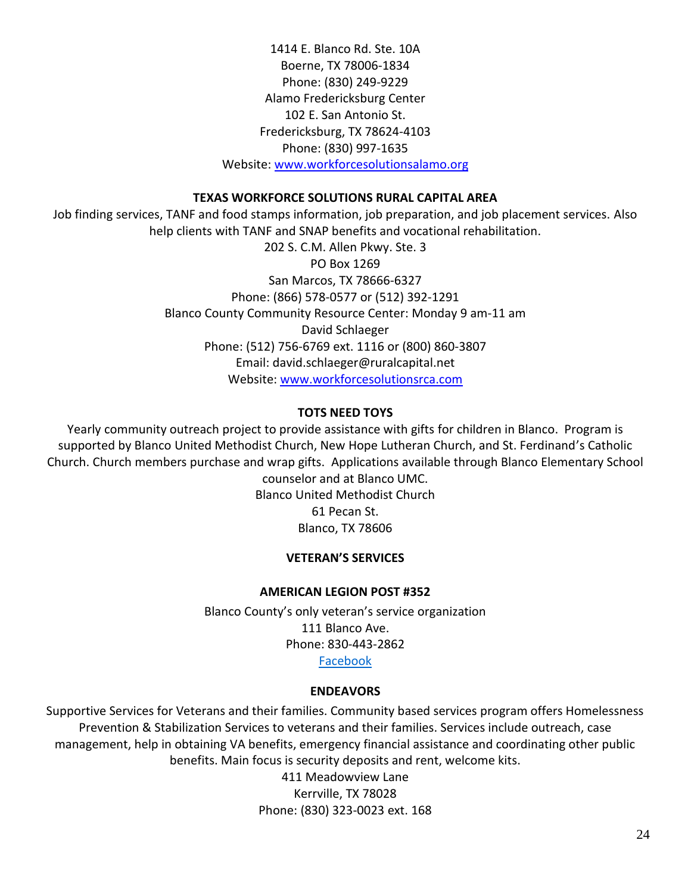1414 E. Blanco Rd. Ste. 10A
Boerne, TX 78006-1834
Phone: (830) 249-9229
Alamo Fredericksburg Center
102 E. San Antonio St.
Fredericksburg, TX 78624-4103
Phone: (830) 997-1635
Website: [www.workforcesolutionsalamo.org](http://www.workforcesolutionsalamo.org)

**TEXAS WORKFORCE SOLUTIONS RURAL CAPITAL AREA**

Job finding services, TANF and food stamps information, job preparation, and job placement services. Also help clients with TANF and SNAP benefits and vocational rehabilitation.
202 S. C.M. Allen Pkwy. Ste. 3
PO Box 1269
San Marcos, TX 78666-6327
Phone: (866) 578-0577 or (512) 392-1291
Blanco County Community Resource Center: Monday 9 am-11 am
David Schlaeger
Phone: (512) 756-6769 ext. 1116 or (800) 860-3807
Email: david.schlaeger@ruralcapital.net
Website: [www.workforcesolutionsrca.com](http://www.workforcesolutionsrca.com)

**TOTS NEED TOYS**

Yearly community outreach project to provide assistance with gifts for children in Blanco. Program is supported by Blanco United Methodist Church, New Hope Lutheran Church, and St. Ferdinand's Catholic Church. Church members purchase and wrap gifts. Applications available through Blanco Elementary School counselor and at Blanco UMC.
Blanco United Methodist Church
61 Pecan St.
Blanco, TX 78606

## VETERAN'S SERVICES

**AMERICAN LEGION POST #352**

Blanco County's only veteran's service organization
111 Blanco Ave.
Phone: 830-443-2862
Facebook

**ENDEAVORS**

Supportive Services for Veterans and their families. Community based services program offers Homelessness Prevention & Stabilization Services to veterans and their families. Services include outreach, case management, help in obtaining VA benefits, emergency financial assistance and coordinating other public benefits. Main focus is security deposits and rent, welcome kits.
411 Meadowview Lane
Kerrville, TX 78028
Phone: (830) 323-0023 ext. 168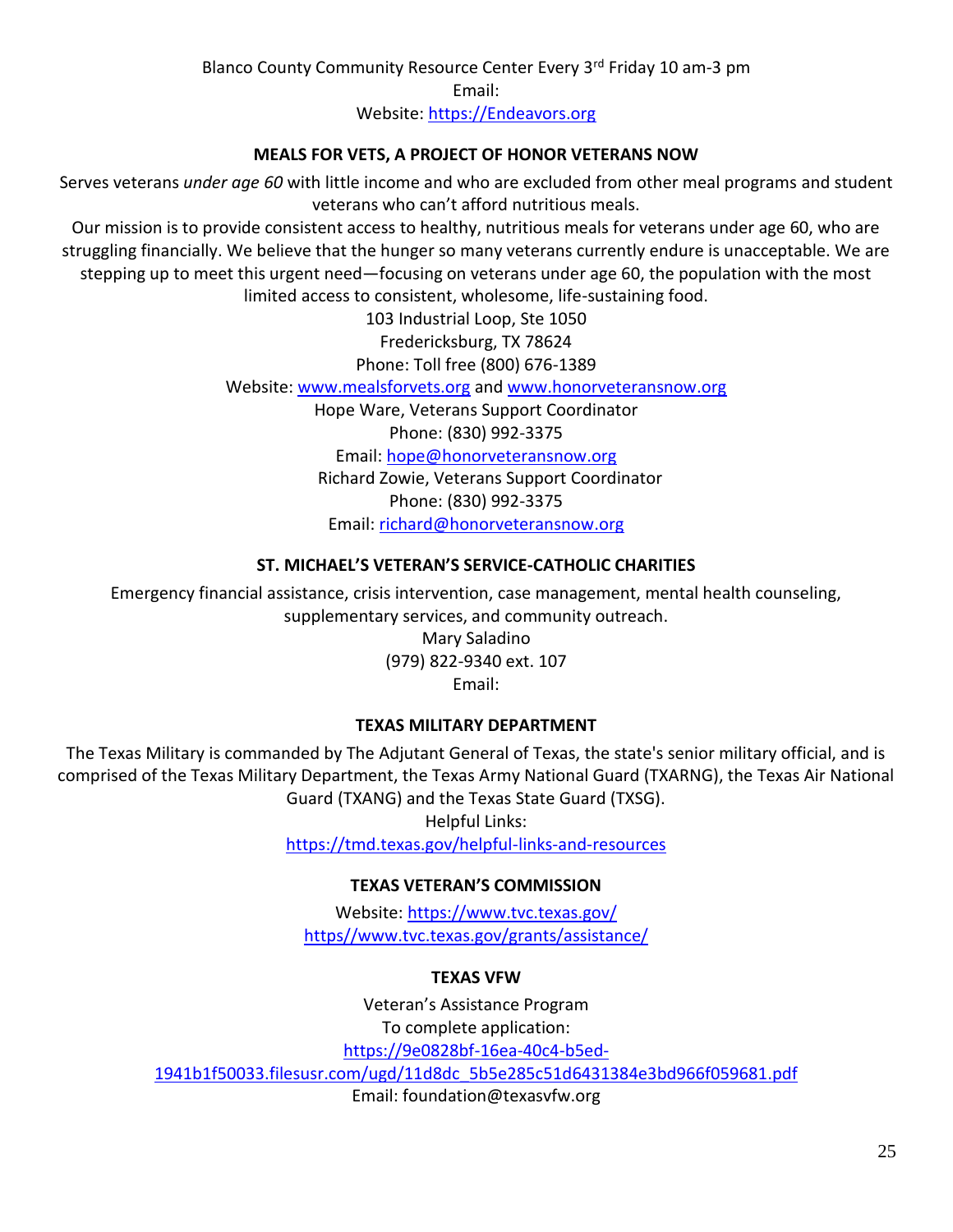Blanco County Community Resource Center Every 3rd Friday 10 am-3 pm

Email:

Website: https://Endeavors.org

**MEALS FOR VETS, A PROJECT OF HONOR VETERANS NOW**

Serves veterans *under age 60* with little income and who are excluded from other meal programs and student veterans who can't afford nutritious meals.

Our mission is to provide consistent access to healthy, nutritious meals for veterans under age 60, who are struggling financially. We believe that the hunger so many veterans currently endure is unacceptable. We are stepping up to meet this urgent need—focusing on veterans under age 60, the population with the most limited access to consistent, wholesome, life-sustaining food.

103 Industrial Loop, Ste 1050

Fredericksburg, TX 78624

Phone: Toll free (800) 676-1389

Website: www.mealsforvets.org and www.honorveteransnow.org

Hope Ware, Veterans Support Coordinator

Phone: (830) 992-3375

Email: hope@honorveteransnow.org

Richard Zowie, Veterans Support Coordinator

Phone: (830) 992-3375

Email: richard@honorveteransnow.org

**ST. MICHAEL'S VETERAN'S SERVICE-CATHOLIC CHARITIES**

Emergency financial assistance, crisis intervention, case management, mental health counseling, supplementary services, and community outreach.

Mary Saladino

(979) 822-9340 ext. 107

Email:

**TEXAS MILITARY DEPARTMENT**

The Texas Military is commanded by The Adjutant General of Texas, the state's senior military official, and is comprised of the Texas Military Department, the Texas Army National Guard (TXARNG), the Texas Air National Guard (TXANG) and the Texas State Guard (TXSG).

Helpful Links:

https://tmd.texas.gov/helpful-links-and-resources

**TEXAS VETERAN'S COMMISSION**

Website: https://www.tvc.texas.gov/

https//www.tvc.texas.gov/grants/assistance/

**TEXAS VFW**

Veteran's Assistance Program

To complete application:

https://9e0828bf-16ea-40c4-b5ed-1941b1f50033.filesusr.com/ugd/11d8dc_5b5e285c51d6431384e3bd966f059681.pdf

Email: foundation@texasvfw.org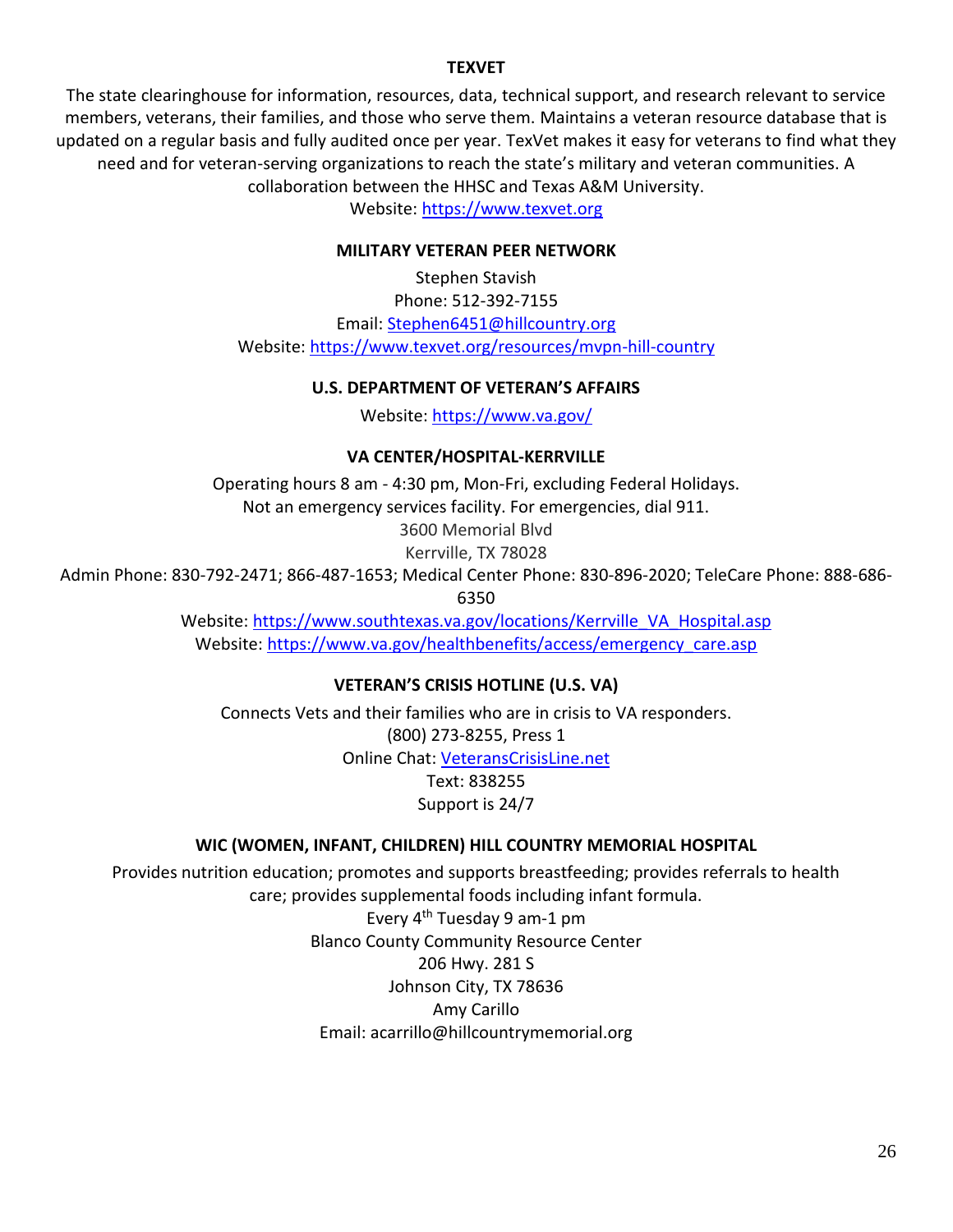## TEXVET

The state clearinghouse for information, resources, data, technical support, and research relevant to service members, veterans, their families, and those who serve them. Maintains a veteran resource database that is updated on a regular basis and fully audited once per year. TexVet makes it easy for veterans to find what they need and for veteran-serving organizations to reach the state's military and veteran communities. A collaboration between the HHSC and Texas A&M University.

Website: https://www.texvet.org

## MILITARY VETERAN PEER NETWORK

Stephen Stavish
Phone: 512-392-7155
Email: Stephen6451@hillcountry.org
Website: https://www.texvet.org/resources/mvpn-hill-country

## U.S. DEPARTMENT OF VETERAN'S AFFAIRS

Website: https://www.va.gov/

## VA CENTER/HOSPITAL-KERRVILLE

Operating hours 8 am - 4:30 pm, Mon-Fri, excluding Federal Holidays.
Not an emergency services facility. For emergencies, dial 911.
3600 Memorial Blvd
Kerrville, TX 78028
Admin Phone: 830-792-2471; 866-487-1653; Medical Center Phone: 830-896-2020; TeleCare Phone: 888-686-6350
Website: https://www.southtexas.va.gov/locations/Kerrville_VA_Hospital.asp
Website: https://www.va.gov/healthbenefits/access/emergency_care.asp

## VETERAN'S CRISIS HOTLINE (U.S. VA)

Connects Vets and their families who are in crisis to VA responders.
(800) 273-8255, Press 1
Online Chat: VeteransCrisisLine.net
Text: 838255
Support is 24/7

## WIC (WOMEN, INFANT, CHILDREN) HILL COUNTRY MEMORIAL HOSPITAL

Provides nutrition education; promotes and supports breastfeeding; provides referrals to health care; provides supplemental foods including infant formula.
Every 4th Tuesday 9 am-1 pm
Blanco County Community Resource Center
206 Hwy. 281 S
Johnson City, TX 78636
Amy Carillo
Email: acarrillo@hillcountrymemorial.org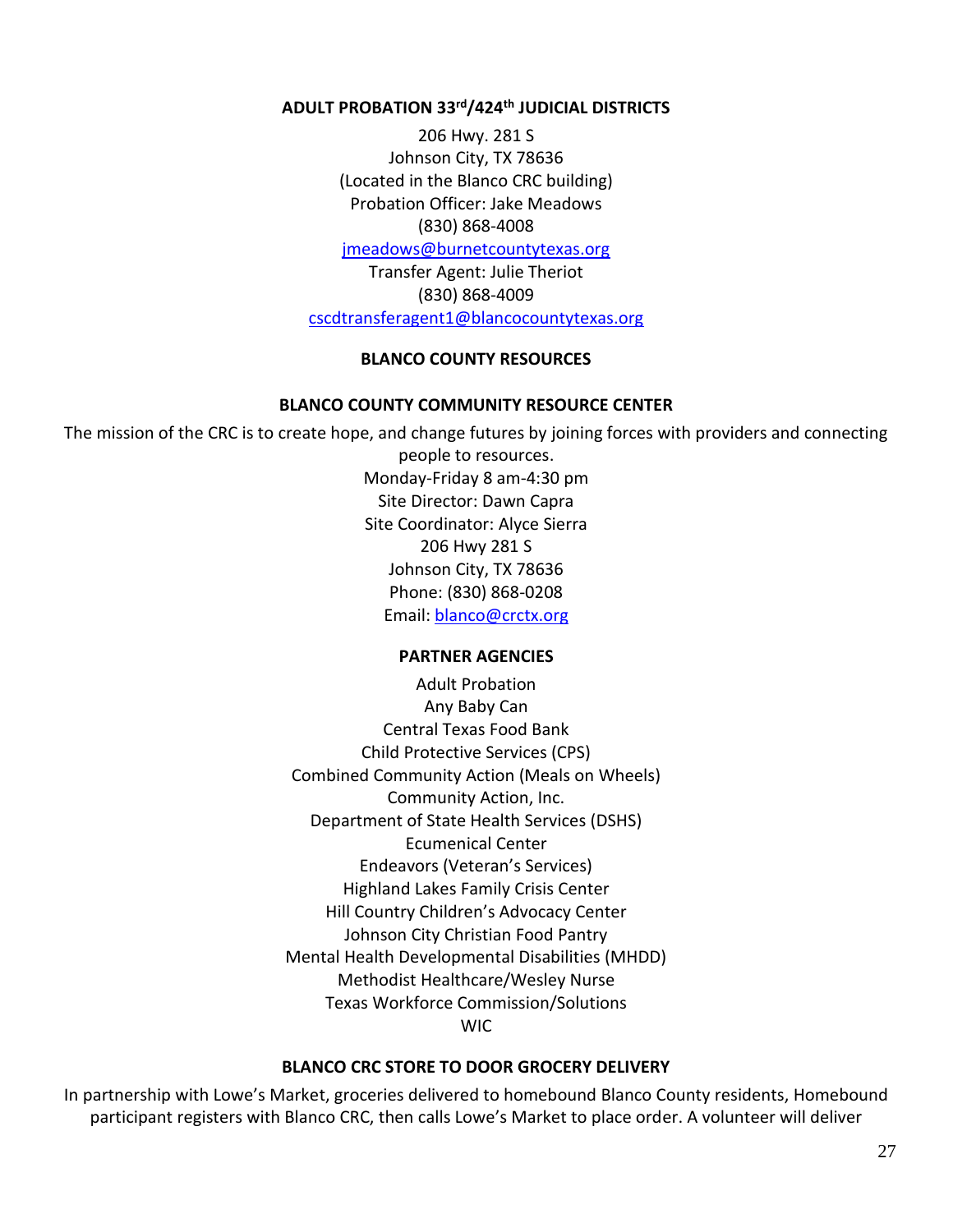### ADULT PROBATION 33rd/424th JUDICIAL DISTRICTS

206 Hwy. 281 S
Johnson City, TX 78636
(Located in the Blanco CRC building)
Probation Officer: Jake Meadows
(830) 868-4008
jmeadows@burnetcountytexas.org
Transfer Agent: Julie Theriot
(830) 868-4009
cscdtransferagent1@blancocountytexas.org

## BLANCO COUNTY RESOURCES

### BLANCO COUNTY COMMUNITY RESOURCE CENTER

The mission of the CRC is to create hope, and change futures by joining forces with providers and connecting people to resources.
Monday-Friday 8 am-4:30 pm
Site Director: Dawn Capra
Site Coordinator: Alyce Sierra
206 Hwy 281 S
Johnson City, TX 78636
Phone: (830) 868-0208
Email: blanco@crctx.org

### PARTNER AGENCIES

Adult Probation
Any Baby Can
Central Texas Food Bank
Child Protective Services (CPS)
Combined Community Action (Meals on Wheels)
Community Action, Inc.
Department of State Health Services (DSHS)
Ecumenical Center
Endeavors (Veteran's Services)
Highland Lakes Family Crisis Center
Hill Country Children's Advocacy Center
Johnson City Christian Food Pantry
Mental Health Developmental Disabilities (MHDD)
Methodist Healthcare/Wesley Nurse
Texas Workforce Commission/Solutions
WIC

### BLANCO CRC STORE TO DOOR GROCERY DELIVERY

In partnership with Lowe's Market, groceries delivered to homebound Blanco County residents, Homebound participant registers with Blanco CRC, then calls Lowe's Market to place order. A volunteer will deliver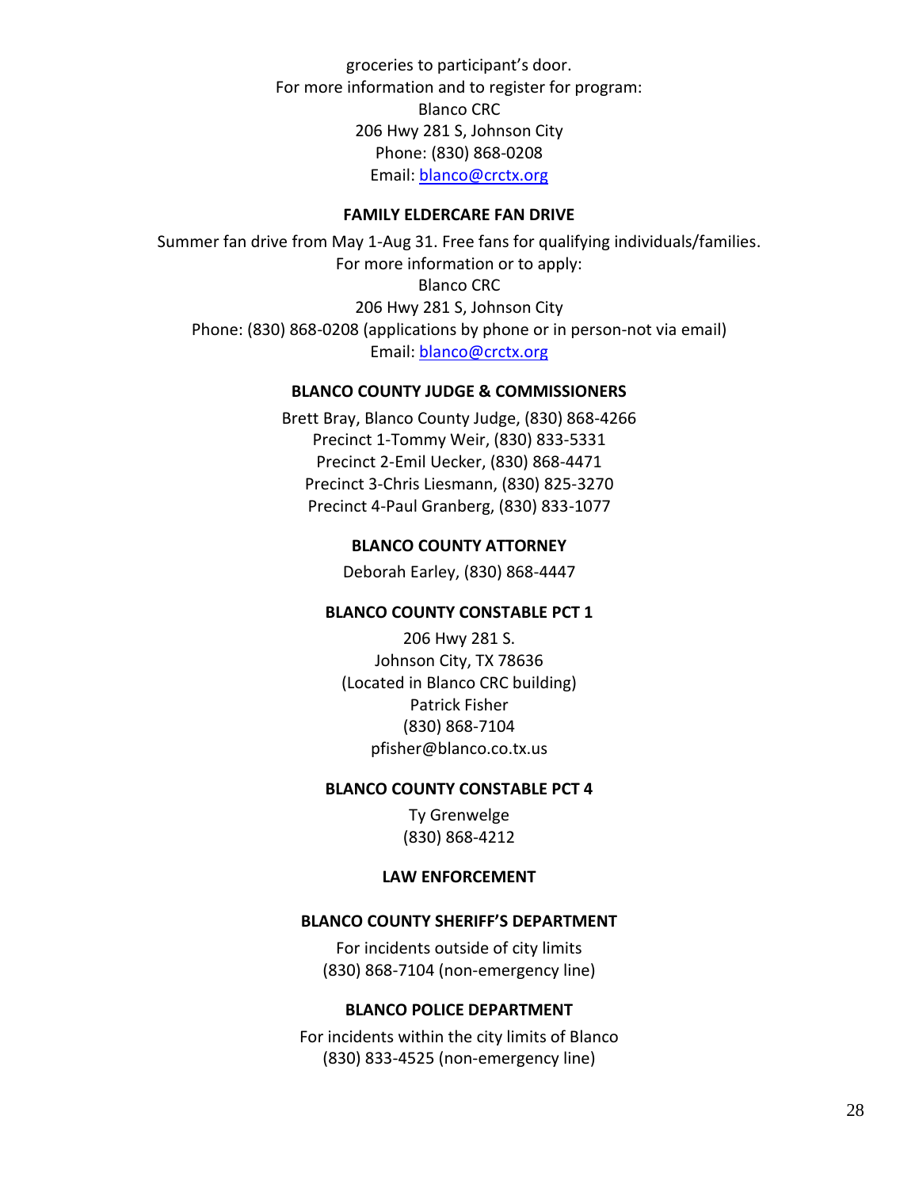groceries to participant's door.
For more information and to register for program:
Blanco CRC
206 Hwy 281 S, Johnson City
Phone: (830) 868-0208
Email: [blanco@crctx.org](mailto:blanco@crctx.org)

**FAMILY ELDERCARE FAN DRIVE**

Summer fan drive from May 1-Aug 31. Free fans for qualifying individuals/families.
For more information or to apply:
Blanco CRC
206 Hwy 281 S, Johnson City
Phone: (830) 868-0208 (applications by phone or in person-not via email)
Email: [blanco@crctx.org](mailto:blanco@crctx.org)

**BLANCO COUNTY JUDGE & COMMISSIONERS**

Brett Bray, Blanco County Judge, (830) 868-4266
Precinct 1-Tommy Weir, (830) 833-5331
Precinct 2-Emil Uecker, (830) 868-4471
Precinct 3-Chris Liesmann, (830) 825-3270
Precinct 4-Paul Granberg, (830) 833-1077

**BLANCO COUNTY ATTORNEY**

Deborah Earley, (830) 868-4447

**BLANCO COUNTY CONSTABLE PCT 1**

206 Hwy 281 S.
Johnson City, TX 78636
(Located in Blanco CRC building)
Patrick Fisher
(830) 868-7104
pfisher@blanco.co.tx.us

**BLANCO COUNTY CONSTABLE PCT 4**

Ty Grenwelge
(830) 868-4212

**LAW ENFORCEMENT**

**BLANCO COUNTY SHERIFF'S DEPARTMENT**

For incidents outside of city limits
(830) 868-7104 (non-emergency line)

**BLANCO POLICE DEPARTMENT**

For incidents within the city limits of Blanco
(830) 833-4525 (non-emergency line)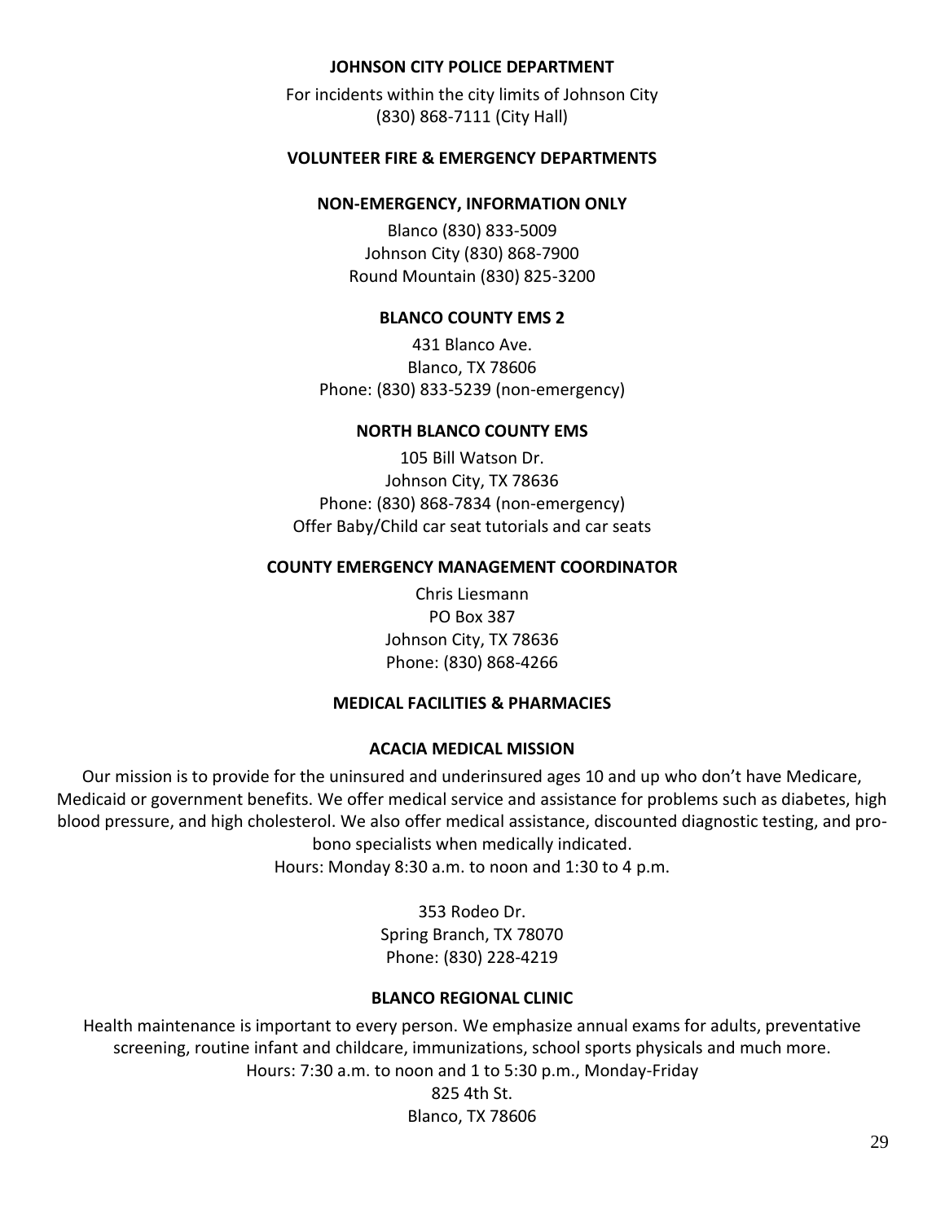**JOHNSON CITY POLICE DEPARTMENT**

For incidents within the city limits of Johnson City
(830) 868-7111 (City Hall)

**VOLUNTEER FIRE & EMERGENCY DEPARTMENTS**

**NON-EMERGENCY, INFORMATION ONLY**

Blanco (830) 833-5009
Johnson City (830) 868-7900
Round Mountain (830) 825-3200

**BLANCO COUNTY EMS 2**

431 Blanco Ave.
Blanco, TX 78606
Phone: (830) 833-5239 (non-emergency)

**NORTH BLANCO COUNTY EMS**

105 Bill Watson Dr.
Johnson City, TX 78636
Phone: (830) 868-7834 (non-emergency)
Offer Baby/Child car seat tutorials and car seats

**COUNTY EMERGENCY MANAGEMENT COORDINATOR**

Chris Liesmann
PO Box 387
Johnson City, TX 78636
Phone: (830) 868-4266

**MEDICAL FACILITIES & PHARMACIES**

**ACACIA MEDICAL MISSION**

Our mission is to provide for the uninsured and underinsured ages 10 and up who don't have Medicare, Medicaid or government benefits. We offer medical service and assistance for problems such as diabetes, high blood pressure, and high cholesterol. We also offer medical assistance, discounted diagnostic testing, and pro-bono specialists when medically indicated.
Hours: Monday 8:30 a.m. to noon and 1:30 to 4 p.m.

353 Rodeo Dr.
Spring Branch, TX 78070
Phone: (830) 228-4219

**BLANCO REGIONAL CLINIC**

Health maintenance is important to every person. We emphasize annual exams for adults, preventative screening, routine infant and childcare, immunizations, school sports physicals and much more.
Hours: 7:30 a.m. to noon and 1 to 5:30 p.m., Monday-Friday
825 4th St.
Blanco, TX 78606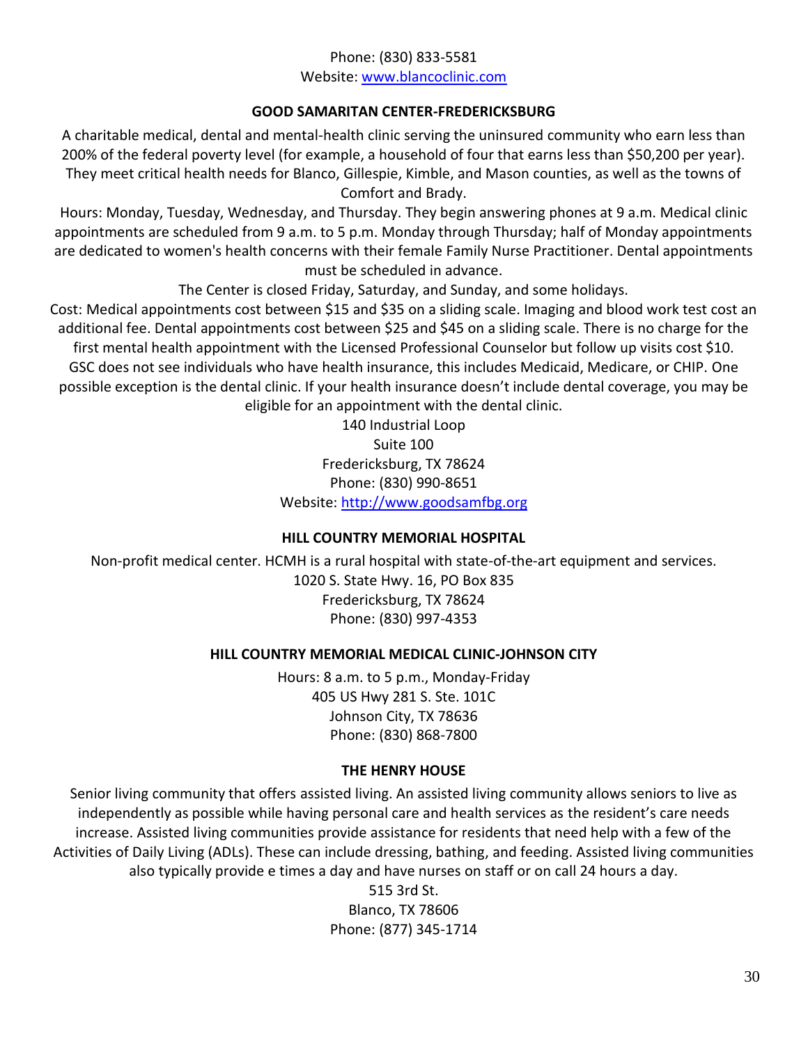Phone: (830) 833-5581
Website: [www.blancoclinic.com](www.blancoclinic.com)

### GOOD SAMARITAN CENTER-FREDERICKSBURG

A charitable medical, dental and mental-health clinic serving the uninsured community who earn less than 200% of the federal poverty level (for example, a household of four that earns less than $50,200 per year). They meet critical health needs for Blanco, Gillespie, Kimble, and Mason counties, as well as the towns of Comfort and Brady.

Hours: Monday, Tuesday, Wednesday, and Thursday. They begin answering phones at 9 a.m. Medical clinic appointments are scheduled from 9 a.m. to 5 p.m. Monday through Thursday; half of Monday appointments are dedicated to women's health concerns with their female Family Nurse Practitioner. Dental appointments must be scheduled in advance.

The Center is closed Friday, Saturday, and Sunday, and some holidays.

Cost: Medical appointments cost between $15 and $35 on a sliding scale. Imaging and blood work test cost an additional fee. Dental appointments cost between $25 and $45 on a sliding scale. There is no charge for the first mental health appointment with the Licensed Professional Counselor but follow up visits cost $10. GSC does not see individuals who have health insurance, this includes Medicaid, Medicare, or CHIP. One possible exception is the dental clinic. If your health insurance doesn't include dental coverage, you may be eligible for an appointment with the dental clinic.

140 Industrial Loop
Suite 100
Fredericksburg, TX 78624
Phone: (830) 990-8651
Website: [http://www.goodsamfbg.org](http://www.goodsamfbg.org)

### HILL COUNTRY MEMORIAL HOSPITAL

Non-profit medical center. HCMH is a rural hospital with state-of-the-art equipment and services.

1020 S. State Hwy. 16, PO Box 835
Fredericksburg, TX 78624
Phone: (830) 997-4353

### HILL COUNTRY MEMORIAL MEDICAL CLINIC-JOHNSON CITY

Hours: 8 a.m. to 5 p.m., Monday-Friday
405 US Hwy 281 S. Ste. 101C
Johnson City, TX 78636
Phone: (830) 868-7800

### THE HENRY HOUSE

Senior living community that offers assisted living. An assisted living community allows seniors to live as independently as possible while having personal care and health services as the resident's care needs increase. Assisted living communities provide assistance for residents that need help with a few of the Activities of Daily Living (ADLs). These can include dressing, bathing, and feeding. Assisted living communities also typically provide e times a day and have nurses on staff or on call 24 hours a day.

515 3rd St.
Blanco, TX 78606
Phone: (877) 345-1714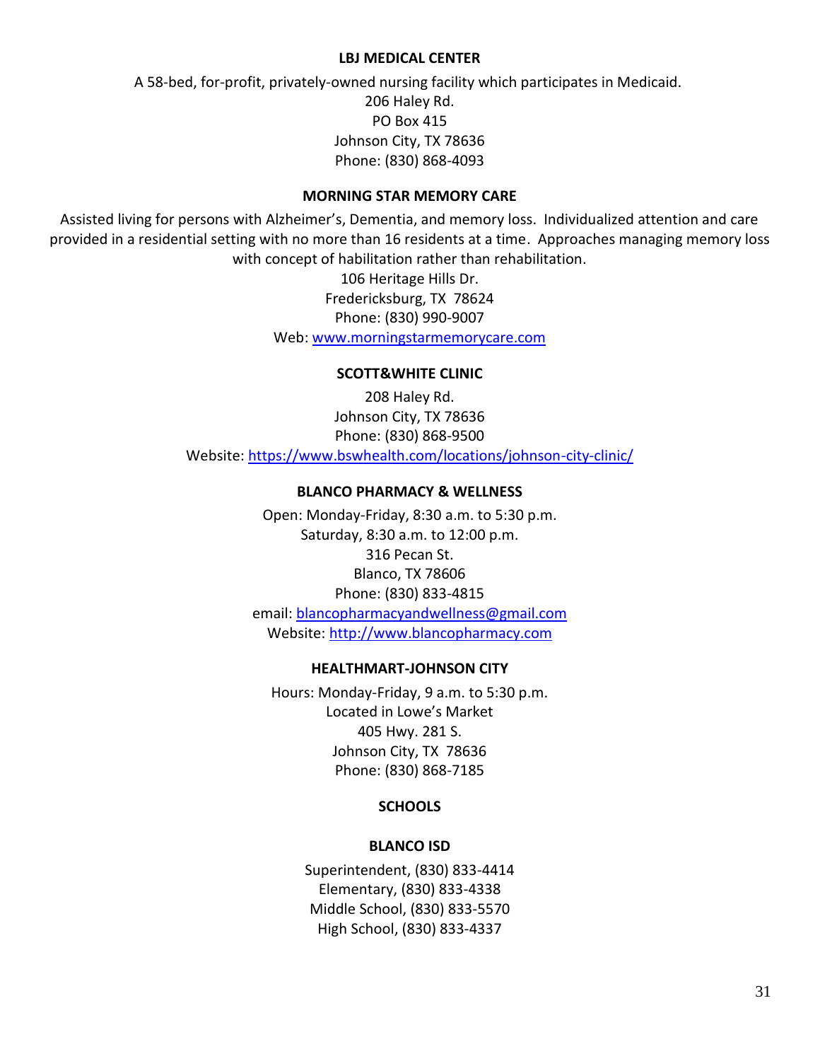### LBJ MEDICAL CENTER

A 58-bed, for-profit, privately-owned nursing facility which participates in Medicaid.
206 Haley Rd.
PO Box 415
Johnson City, TX 78636
Phone: (830) 868-4093

### MORNING STAR MEMORY CARE

Assisted living for persons with Alzheimer's, Dementia, and memory loss. Individualized attention and care provided in a residential setting with no more than 16 residents at a time. Approaches managing memory loss with concept of habilitation rather than rehabilitation.
106 Heritage Hills Dr.
Fredericksburg, TX 78624
Phone: (830) 990-9007
Web: www.morningstarmemorycare.com

### SCOTT&WHITE CLINIC

208 Haley Rd.
Johnson City, TX 78636
Phone: (830) 868-9500
Website: https://www.bswhealth.com/locations/johnson-city-clinic/

### BLANCO PHARMACY & WELLNESS

Open: Monday-Friday, 8:30 a.m. to 5:30 p.m.
Saturday, 8:30 a.m. to 12:00 p.m.
316 Pecan St.
Blanco, TX 78606
Phone: (830) 833-4815
email: blancopharmacyandwellness@gmail.com
Website: http://www.blancopharmacy.com

### HEALTHMART-JOHNSON CITY

Hours: Monday-Friday, 9 a.m. to 5:30 p.m.
Located in Lowe's Market
405 Hwy. 281 S.
Johnson City, TX 78636
Phone: (830) 868-7185

## SCHOOLS

### BLANCO ISD

Superintendent, (830) 833-4414
Elementary, (830) 833-4338
Middle School, (830) 833-5570
High School, (830) 833-4337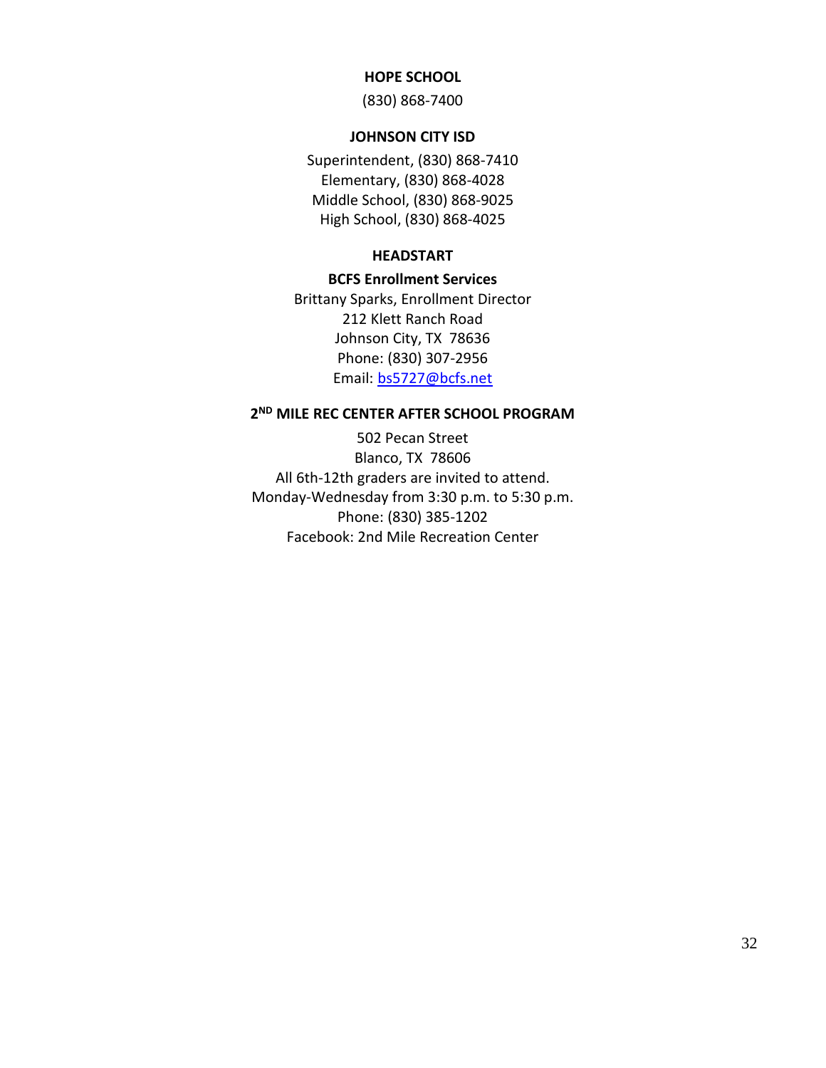**HOPE SCHOOL**

(830) 868-7400

**JOHNSON CITY ISD**

Superintendent, (830) 868-7410
Elementary, (830) 868-4028
Middle School, (830) 868-9025
High School, (830) 868-4025

**HEADSTART**

**BCFS Enrollment Services**

Brittany Sparks, Enrollment Director
212 Klett Ranch Road
Johnson City, TX 78636
Phone: (830) 307-2956
Email: bs5727@bcfs.net

**2ND MILE REC CENTER AFTER SCHOOL PROGRAM**

502 Pecan Street
Blanco, TX 78606
All 6th-12th graders are invited to attend.
Monday-Wednesday from 3:30 p.m. to 5:30 p.m.
Phone: (830) 385-1202
Facebook: 2nd Mile Recreation Center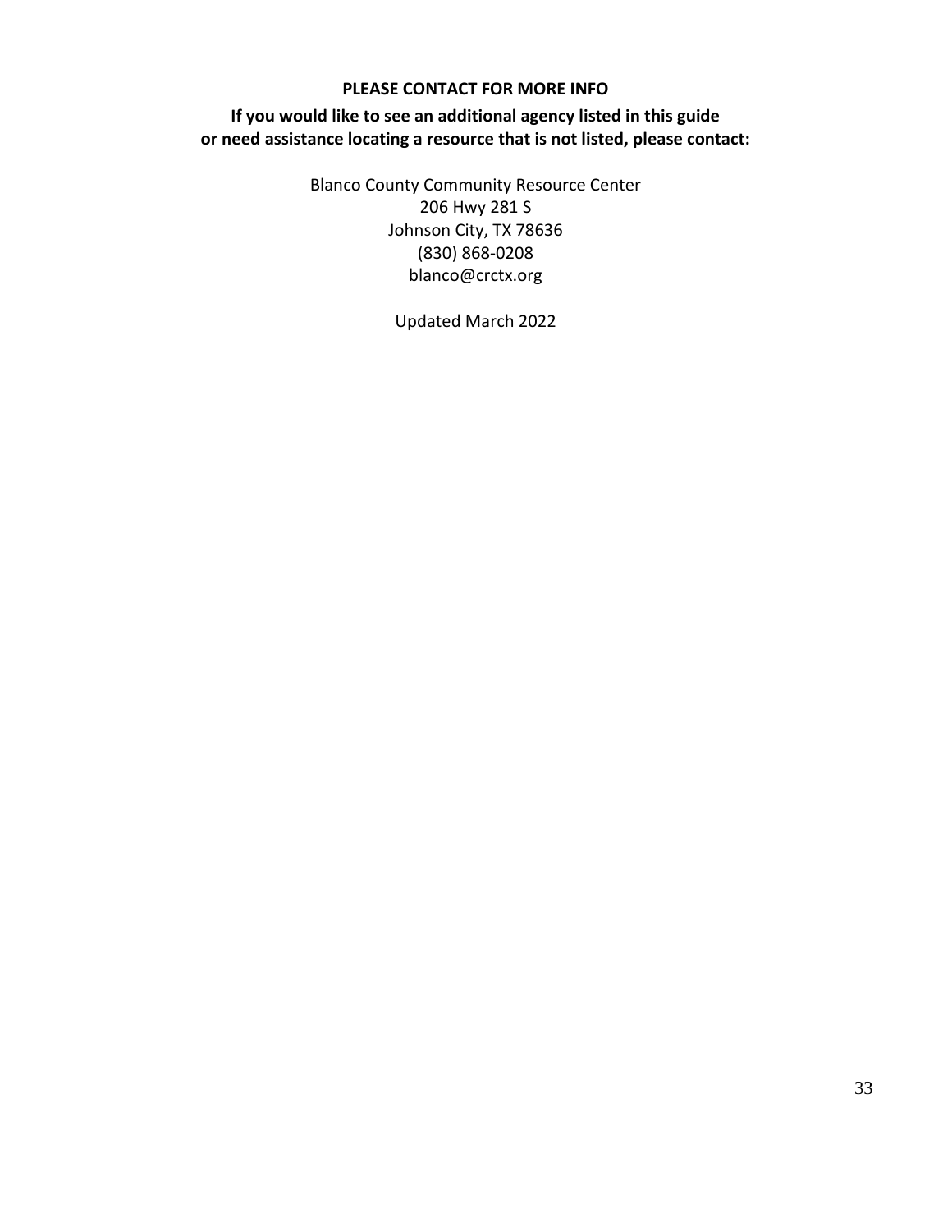**PLEASE CONTACT FOR MORE INFO**

**If you would like to see an additional agency listed in this guide or need assistance locating a resource that is not listed, please contact:**

Blanco County Community Resource Center
206 Hwy 281 S
Johnson City, TX 78636
(830) 868-0208
blanco@crctx.org

Updated March 2022